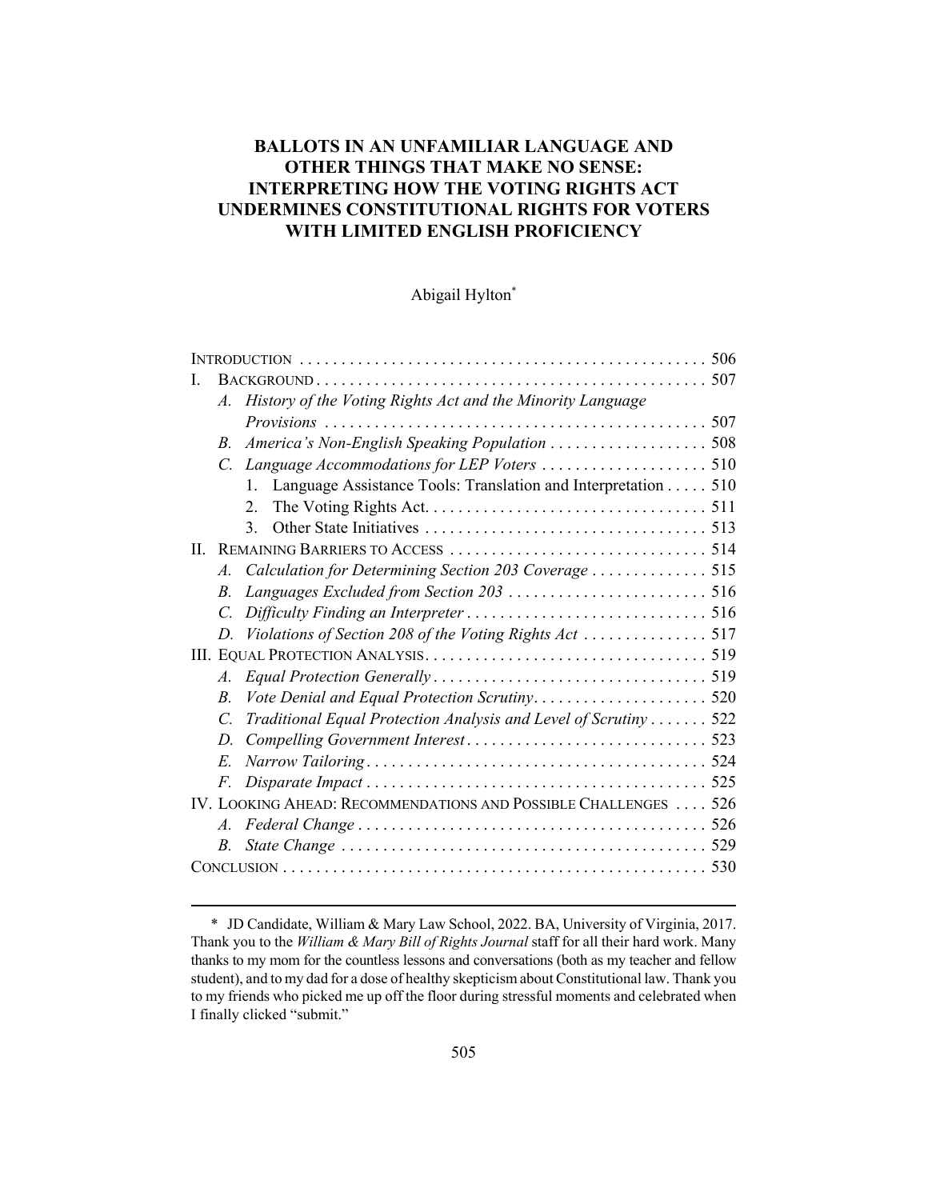# BALLOTS IN AN UNFAMILIAR LANGUAGE AND OTHER THINGS THAT MAKE NO SENSE: INTERPRETING HOW THE VOTING RIGHTS ACT UNDERMINES CONSTITUTIONAL RIGHTS FOR VOTERS WITH LIMITED ENGLISH PROFICIENCY

Abigail Hylton*

INTRODUCTION . . . . . . . . . . . . . . . . . . . . . . . . . . . . . . . . . . . . . . . . . . . . . . . . . 506
I. BACKGROUND . . . . . . . . . . . . . . . . . . . . . . . . . . . . . . . . . . . . . . . . . . . . . . . . 507
   A. *History of the Voting Rights Act and the Minority Language Provisions* . . . . . . . . . . . . . . . . . . . . . . . . . . . . . . . . . . . . . . . . . . . . . . 507
   B. *America's Non-English Speaking Population* . . . . . . . . . . . . . . . . . . . 508
   C. *Language Accommodations for LEP Voters* . . . . . . . . . . . . . . . . . . . . 510
      1. Language Assistance Tools: Translation and Interpretation . . . . . 510
      2. The Voting Rights Act. . . . . . . . . . . . . . . . . . . . . . . . . . . . . . . . . . 511
      3. Other State Initiatives . . . . . . . . . . . . . . . . . . . . . . . . . . . . . . . . . . 513
II. REMAINING BARRIERS TO ACCESS . . . . . . . . . . . . . . . . . . . . . . . . . . . . . . . 514
   A. *Calculation for Determining Section 203 Coverage* . . . . . . . . . . . . . . 515
   B. *Languages Excluded from Section 203* . . . . . . . . . . . . . . . . . . . . . . . . 516
   C. *Difficulty Finding an Interpreter* . . . . . . . . . . . . . . . . . . . . . . . . . . . . . 516
   D. *Violations of Section 208 of the Voting Rights Act* . . . . . . . . . . . . . . . 517
III. EQUAL PROTECTION ANALYSIS . . . . . . . . . . . . . . . . . . . . . . . . . . . . . . . . . . 519
   A. *Equal Protection Generally* . . . . . . . . . . . . . . . . . . . . . . . . . . . . . . . . . 519
   B. *Vote Denial and Equal Protection Scrutiny* . . . . . . . . . . . . . . . . . . . . . 520
   C. *Traditional Equal Protection Analysis and Level of Scrutiny* . . . . . . . 522
   D. *Compelling Government Interest* . . . . . . . . . . . . . . . . . . . . . . . . . . . . . 523
   E. *Narrow Tailoring* . . . . . . . . . . . . . . . . . . . . . . . . . . . . . . . . . . . . . . . . . 524
   F. *Disparate Impact* . . . . . . . . . . . . . . . . . . . . . . . . . . . . . . . . . . . . . . . . . 525
IV. LOOKING AHEAD: RECOMMENDATIONS AND POSSIBLE CHALLENGES . . . . 526
   A. *Federal Change* . . . . . . . . . . . . . . . . . . . . . . . . . . . . . . . . . . . . . . . . . . 526
   B. *State Change* . . . . . . . . . . . . . . . . . . . . . . . . . . . . . . . . . . . . . . . . . . . . 529
CONCLUSION . . . . . . . . . . . . . . . . . . . . . . . . . . . . . . . . . . . . . . . . . . . . . . . . . . . 530

---

\* JD Candidate, William & Mary Law School, 2022. BA, University of Virginia, 2017. Thank you to the *William & Mary Bill of Rights Journal* staff for all their hard work. Many thanks to my mom for the countless lessons and conversations (both as my teacher and fellow student), and to my dad for a dose of healthy skepticism about Constitutional law. Thank you to my friends who picked me up off the floor during stressful moments and celebrated when I finally clicked "submit."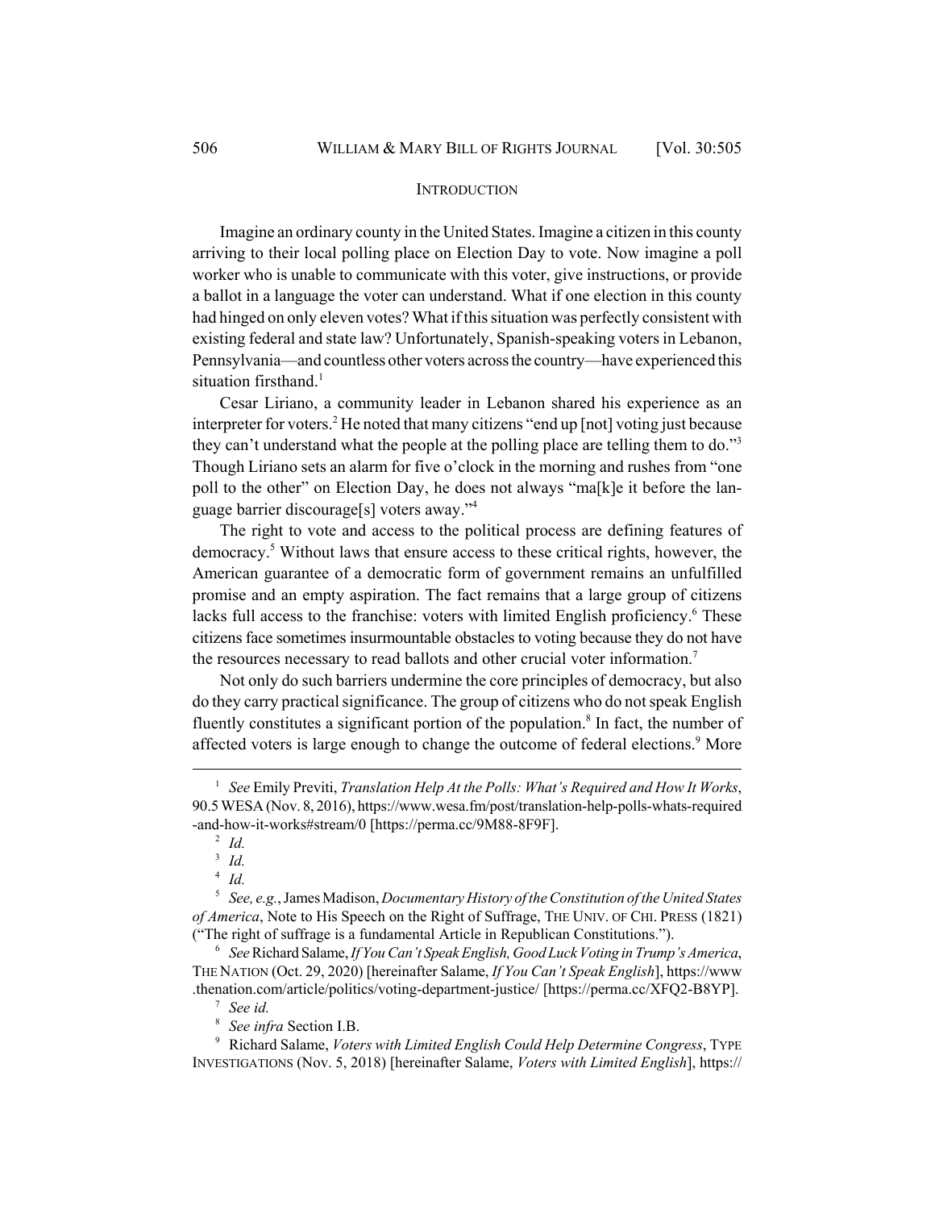## INTRODUCTION

Imagine an ordinary county in the United States. Imagine a citizen in this county arriving to their local polling place on Election Day to vote. Now imagine a poll worker who is unable to communicate with this voter, give instructions, or provide a ballot in a language the voter can understand. What if one election in this county had hinged on only eleven votes? What if this situation was perfectly consistent with existing federal and state law? Unfortunately, Spanish-speaking voters in Lebanon, Pennsylvania—and countless other voters across the country—have experienced this situation firsthand.[1]

Cesar Liriano, a community leader in Lebanon shared his experience as an interpreter for voters.[2] He noted that many citizens "end up [not] voting just because they can't understand what the people at the polling place are telling them to do."[3] Though Liriano sets an alarm for five o'clock in the morning and rushes from "one poll to the other" on Election Day, he does not always "ma[k]e it before the language barrier discourage[s] voters away."[4]

The right to vote and access to the political process are defining features of democracy.[5] Without laws that ensure access to these critical rights, however, the American guarantee of a democratic form of government remains an unfulfilled promise and an empty aspiration. The fact remains that a large group of citizens lacks full access to the franchise: voters with limited English proficiency.[6] These citizens face sometimes insurmountable obstacles to voting because they do not have the resources necessary to read ballots and other crucial voter information.[7]

Not only do such barriers undermine the core principles of democracy, but also do they carry practical significance. The group of citizens who do not speak English fluently constitutes a significant portion of the population.[8] In fact, the number of affected voters is large enough to change the outcome of federal elections.[9] More

---

[1] *See* Emily Previti, *Translation Help At the Polls: What's Required and How It Works*, 90.5 WESA (Nov. 8, 2016), https://www.wesa.fm/post/translation-help-polls-whats-required-and-how-it-works#stream/0 [https://perma.cc/9M88-8F9F].

[2] *Id.*

[3] *Id.*

[4] *Id.*

[5] *See, e.g.*, James Madison, *Documentary History of the Constitution of the United States of America*, Note to His Speech on the Right of Suffrage, THE UNIV. OF CHI. PRESS (1821) ("The right of suffrage is a fundamental Article in Republican Constitutions.").

[6] *See* Richard Salame, *If You Can't Speak English, Good Luck Voting in Trump's America*, THE NATION (Oct. 29, 2020) [hereinafter Salame, *If You Can't Speak English*], https://www.thenation.com/article/politics/voting-department-justice/ [https://perma.cc/XFQ2-B8YP].

[7] *See id.*

[8] *See infra* Section I.B.

[9] Richard Salame, *Voters with Limited English Could Help Determine Congress*, TYPE INVESTIGATIONS (Nov. 5, 2018) [hereinafter Salame, *Voters with Limited English*], https://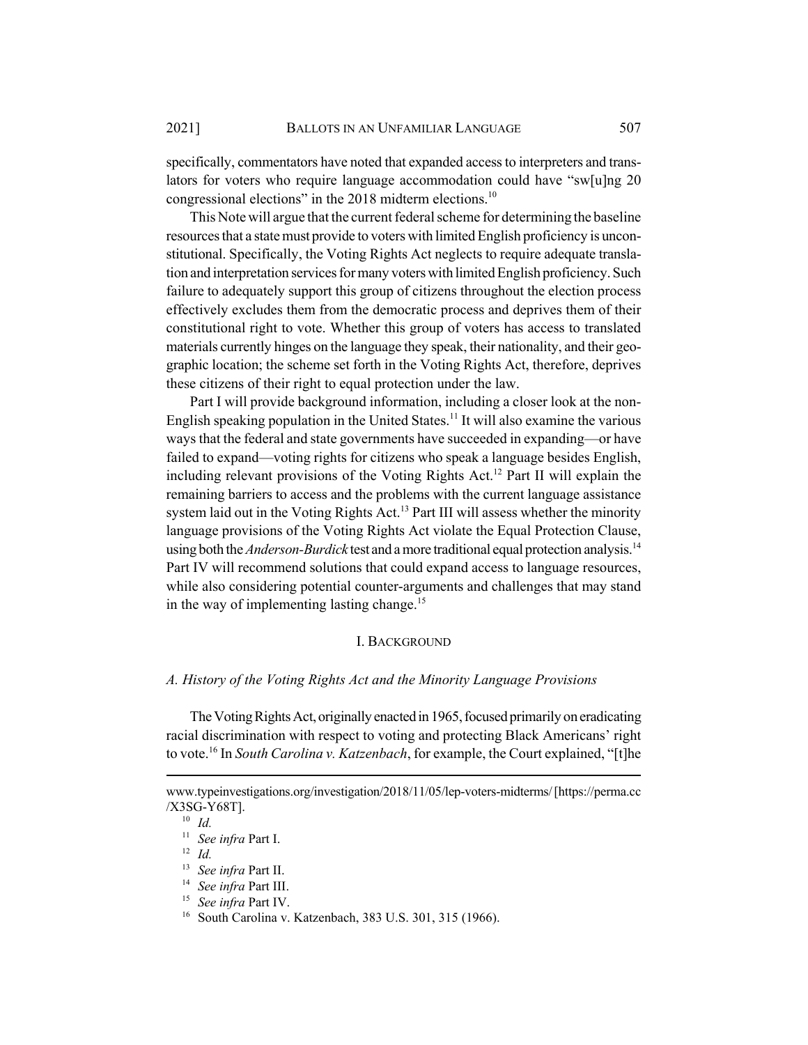specifically, commentators have noted that expanded access to interpreters and translators for voters who require language accommodation could have "sw[u]ng 20 congressional elections" in the 2018 midterm elections.[10]

This Note will argue that the current federal scheme for determining the baseline resources that a state must provide to voters with limited English proficiency is unconstitutional. Specifically, the Voting Rights Act neglects to require adequate translation and interpretation services for many voters with limited English proficiency. Such failure to adequately support this group of citizens throughout the election process effectively excludes them from the democratic process and deprives them of their constitutional right to vote. Whether this group of voters has access to translated materials currently hinges on the language they speak, their nationality, and their geographic location; the scheme set forth in the Voting Rights Act, therefore, deprives these citizens of their right to equal protection under the law.

Part I will provide background information, including a closer look at the non-English speaking population in the United States.[11] It will also examine the various ways that the federal and state governments have succeeded in expanding—or have failed to expand—voting rights for citizens who speak a language besides English, including relevant provisions of the Voting Rights Act.[12] Part II will explain the remaining barriers to access and the problems with the current language assistance system laid out in the Voting Rights Act.[13] Part III will assess whether the minority language provisions of the Voting Rights Act violate the Equal Protection Clause, using both the *Anderson-Burdick* test and a more traditional equal protection analysis.[14] Part IV will recommend solutions that could expand access to language resources, while also considering potential counter-arguments and challenges that may stand in the way of implementing lasting change.[15]

## I. BACKGROUND

### *A. History of the Voting Rights Act and the Minority Language Provisions*

The Voting Rights Act, originally enacted in 1965, focused primarily on eradicating racial discrimination with respect to voting and protecting Black Americans' right to vote.[16] In *South Carolina v. Katzenbach*, for example, the Court explained, "[t]he

---

www.typeinvestigations.org/investigation/2018/11/05/lep-voters-midterms/ [https://perma.cc/X3SG-Y68T].

[10] *Id.*

[11] *See infra* Part I.

[12] *Id.*

[13] *See infra* Part II.

[14] *See infra* Part III.

[15] *See infra* Part IV.

[16] South Carolina v. Katzenbach, 383 U.S. 301, 315 (1966).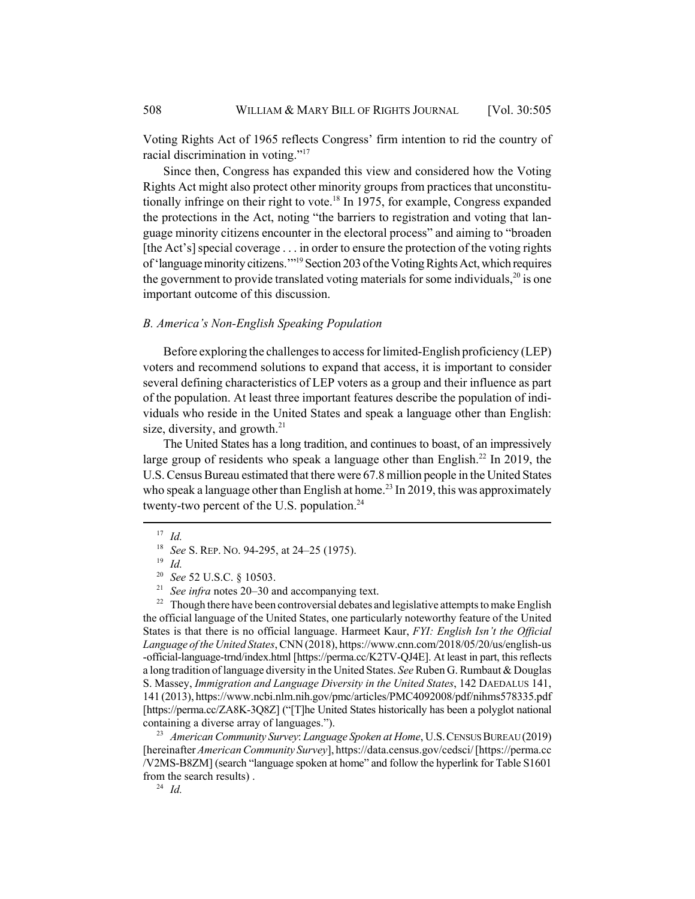Voting Rights Act of 1965 reflects Congress' firm intention to rid the country of racial discrimination in voting."[17]

Since then, Congress has expanded this view and considered how the Voting Rights Act might also protect other minority groups from practices that unconstitutionally infringe on their right to vote.[18] In 1975, for example, Congress expanded the protections in the Act, noting "the barriers to registration and voting that language minority citizens encounter in the electoral process" and aiming to "broaden [the Act's] special coverage . . . in order to ensure the protection of the voting rights of 'language minority citizens.'"[19] Section 203 of the Voting Rights Act, which requires the government to provide translated voting materials for some individuals,[20] is one important outcome of this discussion.

### *B. America's Non-English Speaking Population*

Before exploring the challenges to access for limited-English proficiency (LEP) voters and recommend solutions to expand that access, it is important to consider several defining characteristics of LEP voters as a group and their influence as part of the population. At least three important features describe the population of individuals who reside in the United States and speak a language other than English: size, diversity, and growth.[21]

The United States has a long tradition, and continues to boast, of an impressively large group of residents who speak a language other than English.[22] In 2019, the U.S. Census Bureau estimated that there were 67.8 million people in the United States who speak a language other than English at home.[23] In 2019, this was approximately twenty-two percent of the U.S. population.[24]

---

[17] *Id.*

[18] *See* S. REP. NO. 94-295, at 24–25 (1975).

[19] *Id.*

[20] *See* 52 U.S.C. § 10503.

[21] *See infra* notes 20–30 and accompanying text.

[22] Though there have been controversial debates and legislative attempts to make English the official language of the United States, one particularly noteworthy feature of the United States is that there is no official language. Harmeet Kaur, *FYI: English Isn't the Official Language of the United States*, CNN (2018), https://www.cnn.com/2018/05/20/us/english-us-official-language-trnd/index.html [https://perma.cc/K2TV-QJ4E]. At least in part, this reflects a long tradition of language diversity in the United States. *See* Ruben G. Rumbaut & Douglas S. Massey, *Immigration and Language Diversity in the United States*, 142 DAEDALUS 141, 141 (2013), https://www.ncbi.nlm.nih.gov/pmc/articles/PMC4092008/pdf/nihms578335.pdf [https://perma.cc/ZA8K-3Q8Z] ("[T]he United States historically has been a polyglot national containing a diverse array of languages.").

[23] *American Community Survey*: *Language Spoken at Home*, U.S. CENSUS BUREAU (2019) [hereinafter *American Community Survey*], https://data.census.gov/cedsci/ [https://perma.cc/V2MS-B8ZM] (search "language spoken at home" and follow the hyperlink for Table S1601 from the search results) .

[24] *Id.*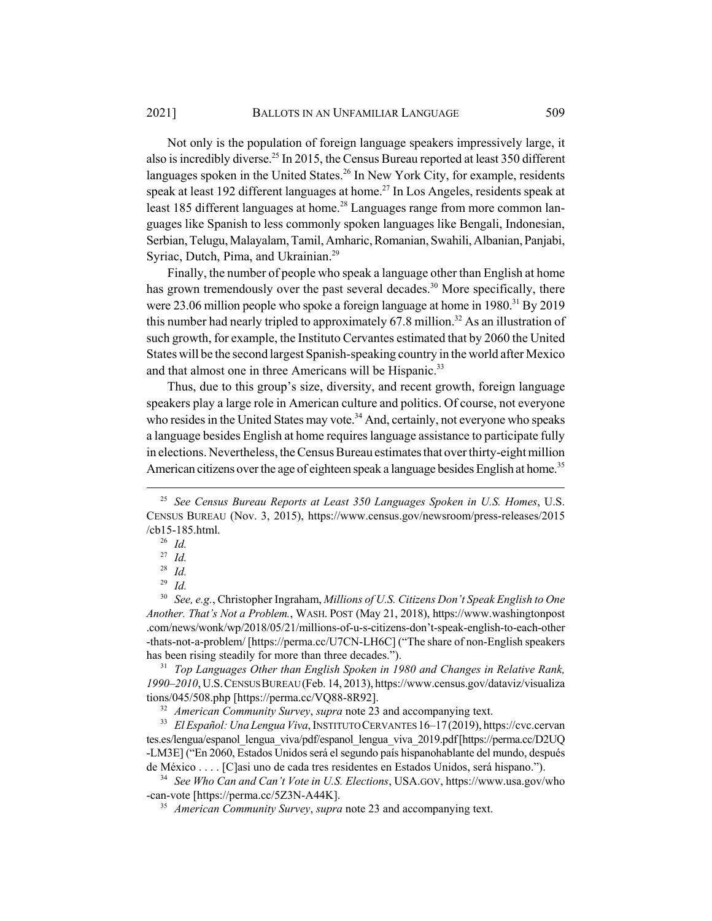Not only is the population of foreign language speakers impressively large, it also is incredibly diverse.[25] In 2015, the Census Bureau reported at least 350 different languages spoken in the United States.[26] In New York City, for example, residents speak at least 192 different languages at home.[27] In Los Angeles, residents speak at least 185 different languages at home.[28] Languages range from more common languages like Spanish to less commonly spoken languages like Bengali, Indonesian, Serbian, Telugu, Malayalam, Tamil, Amharic, Romanian, Swahili, Albanian, Panjabi, Syriac, Dutch, Pima, and Ukrainian.[29]

Finally, the number of people who speak a language other than English at home has grown tremendously over the past several decades.[30] More specifically, there were 23.06 million people who spoke a foreign language at home in 1980.[31] By 2019 this number had nearly tripled to approximately 67.8 million.[32] As an illustration of such growth, for example, the Instituto Cervantes estimated that by 2060 the United States will be the second largest Spanish-speaking country in the world after Mexico and that almost one in three Americans will be Hispanic.[33]

Thus, due to this group's size, diversity, and recent growth, foreign language speakers play a large role in American culture and politics. Of course, not everyone who resides in the United States may vote.[34] And, certainly, not everyone who speaks a language besides English at home requires language assistance to participate fully in elections. Nevertheless, the Census Bureau estimates that over thirty-eight million American citizens over the age of eighteen speak a language besides English at home.[35]

---

[25] *See Census Bureau Reports at Least 350 Languages Spoken in U.S. Homes*, U.S. CENSUS BUREAU (Nov. 3, 2015), https://www.census.gov/newsroom/press-releases/2015/cb15-185.html.

[26] *Id.*

[27] *Id.*

[28] *Id.*

[29] *Id.*

[30] *See, e.g.*, Christopher Ingraham, *Millions of U.S. Citizens Don't Speak English to One Another. That's Not a Problem.*, WASH. POST (May 21, 2018), https://www.washingtonpost.com/news/wonk/wp/2018/05/21/millions-of-u-s-citizens-don't-speak-english-to-each-other-thats-not-a-problem/ [https://perma.cc/U7CN-LH6C] ("The share of non-English speakers has been rising steadily for more than three decades.").

[31] *Top Languages Other than English Spoken in 1980 and Changes in Relative Rank, 1990–2010*, U.S. CENSUS BUREAU (Feb. 14, 2013), https://www.census.gov/dataviz/visualizations/045/508.php [https://perma.cc/VQ88-8R92].

[32] *American Community Survey*, *supra* note 23 and accompanying text.

[33] *El Español: Una Lengua Viva*, INSTITUTO CERVANTES 16–17 (2019), https://cvc.cervantes.es/lengua/espanol_lengua_viva/pdf/espanol_lengua_viva_2019.pdf [https://perma.cc/D2UQ-LM3E] ("En 2060, Estados Unidos será el segundo país hispanohablante del mundo, después de México . . . . [C]asi uno de cada tres residentes en Estados Unidos, será hispano.").

[34] *See Who Can and Can't Vote in U.S. Elections*, USA.GOV, https://www.usa.gov/who-can-vote [https://perma.cc/5Z3N-A44K].

[35] *American Community Survey*, *supra* note 23 and accompanying text.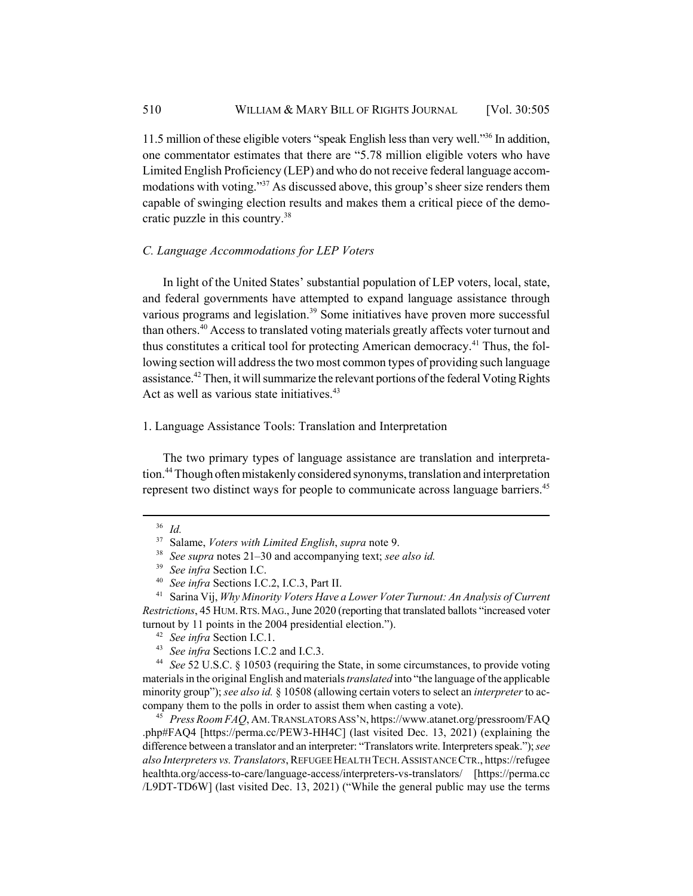11.5 million of these eligible voters "speak English less than very well."[36] In addition, one commentator estimates that there are "5.78 million eligible voters who have Limited English Proficiency (LEP) and who do not receive federal language accommodations with voting."[37] As discussed above, this group's sheer size renders them capable of swinging election results and makes them a critical piece of the democratic puzzle in this country.[38]

### *C. Language Accommodations for LEP Voters*

In light of the United States' substantial population of LEP voters, local, state, and federal governments have attempted to expand language assistance through various programs and legislation.[39] Some initiatives have proven more successful than others.[40] Access to translated voting materials greatly affects voter turnout and thus constitutes a critical tool for protecting American democracy.[41] Thus, the following section will address the two most common types of providing such language assistance.[42] Then, it will summarize the relevant portions of the federal Voting Rights Act as well as various state initiatives.[43]

#### 1. Language Assistance Tools: Translation and Interpretation

The two primary types of language assistance are translation and interpretation.[44] Though often mistakenly considered synonyms, translation and interpretation represent two distinct ways for people to communicate across language barriers.[45]

---

[36] *Id.*

[37] Salame, *Voters with Limited English*, *supra* note 9.

[38] *See supra* notes 21–30 and accompanying text; *see also id.*

[39] *See infra* Section I.C.

[40] *See infra* Sections I.C.2, I.C.3, Part II.

[41] Sarina Vij, *Why Minority Voters Have a Lower Voter Turnout: An Analysis of Current Restrictions*, 45 HUM. RTS. MAG., June 2020 (reporting that translated ballots "increased voter turnout by 11 points in the 2004 presidential election.").

[42] *See infra* Section I.C.1.

[43] *See infra* Sections I.C.2 and I.C.3.

[44] *See* 52 U.S.C. § 10503 (requiring the State, in some circumstances, to provide voting materials in the original English and materials *translated* into "the language of the applicable minority group"); *see also id.* § 10508 (allowing certain voters to select an *interpreter* to accompany them to the polls in order to assist them when casting a vote).

[45] *Press Room FAQ*, AM. TRANSLATORS ASS'N, https://www.atanet.org/pressroom/FAQ.php#FAQ4 [https://perma.cc/PEW3-HH4C] (last visited Dec. 13, 2021) (explaining the difference between a translator and an interpreter: "Translators write. Interpreters speak."); *see also Interpreters vs. Translators*, REFUGEE HEALTH TECH. ASSISTANCE CTR., https://refugeehealthta.org/access-to-care/language-access/interpreters-vs-translators/ [https://perma.cc/L9DT-TD6W] (last visited Dec. 13, 2021) ("While the general public may use the terms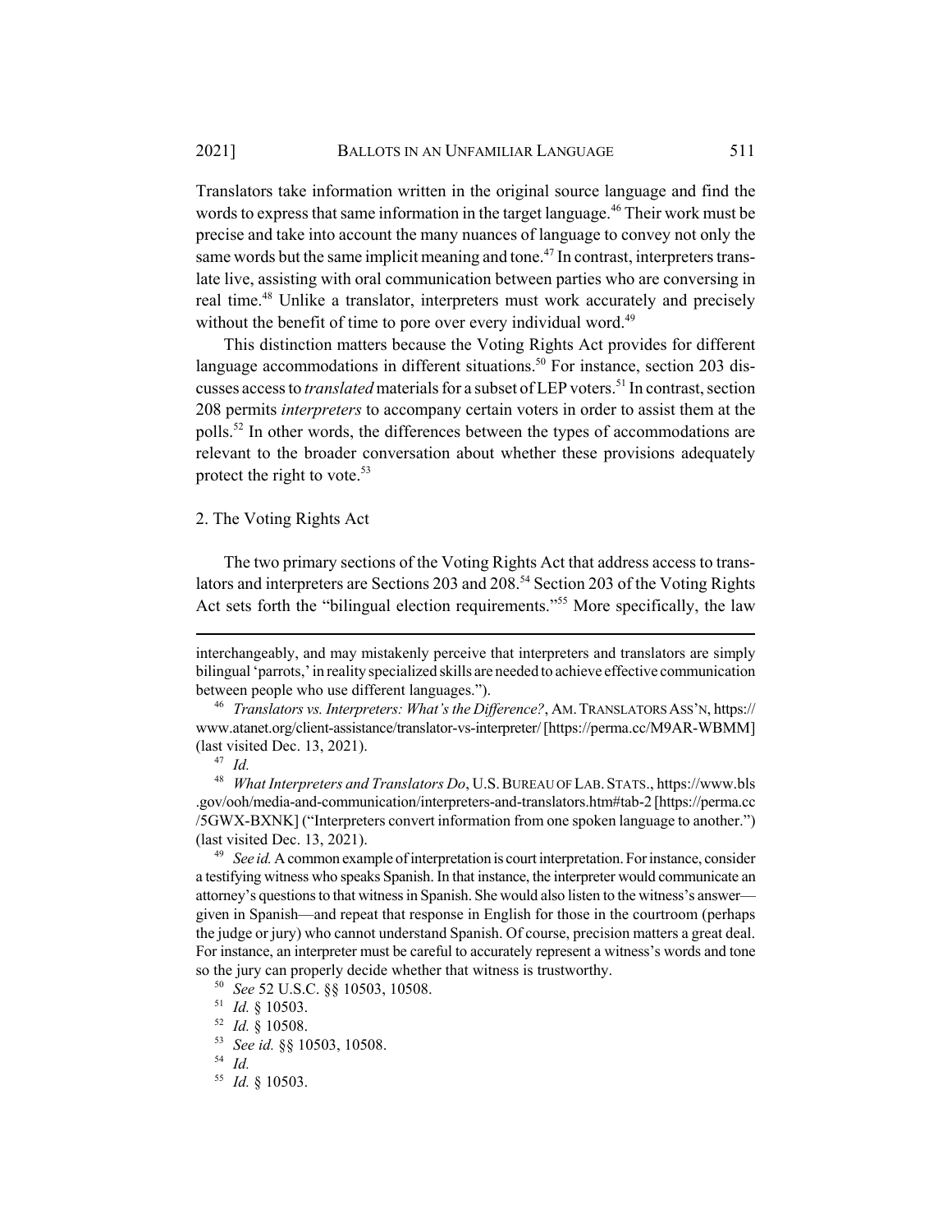Translators take information written in the original source language and find the words to express that same information in the target language.[46] Their work must be precise and take into account the many nuances of language to convey not only the same words but the same implicit meaning and tone.[47] In contrast, interpreters translate live, assisting with oral communication between parties who are conversing in real time.[48] Unlike a translator, interpreters must work accurately and precisely without the benefit of time to pore over every individual word.[49]

This distinction matters because the Voting Rights Act provides for different language accommodations in different situations.[50] For instance, section 203 discusses access to *translated* materials for a subset of LEP voters.[51] In contrast, section 208 permits *interpreters* to accompany certain voters in order to assist them at the polls.[52] In other words, the differences between the types of accommodations are relevant to the broader conversation about whether these provisions adequately protect the right to vote.[53]

2. The Voting Rights Act

The two primary sections of the Voting Rights Act that address access to translators and interpreters are Sections 203 and 208.[54] Section 203 of the Voting Rights Act sets forth the "bilingual election requirements."[55] More specifically, the law

---

interchangeably, and may mistakenly perceive that interpreters and translators are simply bilingual 'parrots,' in reality specialized skills are needed to achieve effective communication between people who use different languages.").

[46] *Translators vs. Interpreters: What's the Difference?*, AM. TRANSLATORS ASS'N, https://www.atanet.org/client-assistance/translator-vs-interpreter/ [https://perma.cc/M9AR-WBMM] (last visited Dec. 13, 2021).

[47] *Id.*

[48] *What Interpreters and Translators Do*, U.S. BUREAU OF LAB. STATS., https://www.bls.gov/ooh/media-and-communication/interpreters-and-translators.htm#tab-2 [https://perma.cc/5GWX-BXNK] ("Interpreters convert information from one spoken language to another.") (last visited Dec. 13, 2021).

[49] *See id.* A common example of interpretation is court interpretation. For instance, consider a testifying witness who speaks Spanish. In that instance, the interpreter would communicate an attorney's questions to that witness in Spanish. She would also listen to the witness's answer—given in Spanish—and repeat that response in English for those in the courtroom (perhaps the judge or jury) who cannot understand Spanish. Of course, precision matters a great deal. For instance, an interpreter must be careful to accurately represent a witness's words and tone so the jury can properly decide whether that witness is trustworthy.

[50] *See* 52 U.S.C. §§ 10503, 10508.

[51] *Id.* § 10503.

[52] *Id.* § 10508.

[53] *See id.* §§ 10503, 10508.

[54] *Id.*

[55] *Id.* § 10503.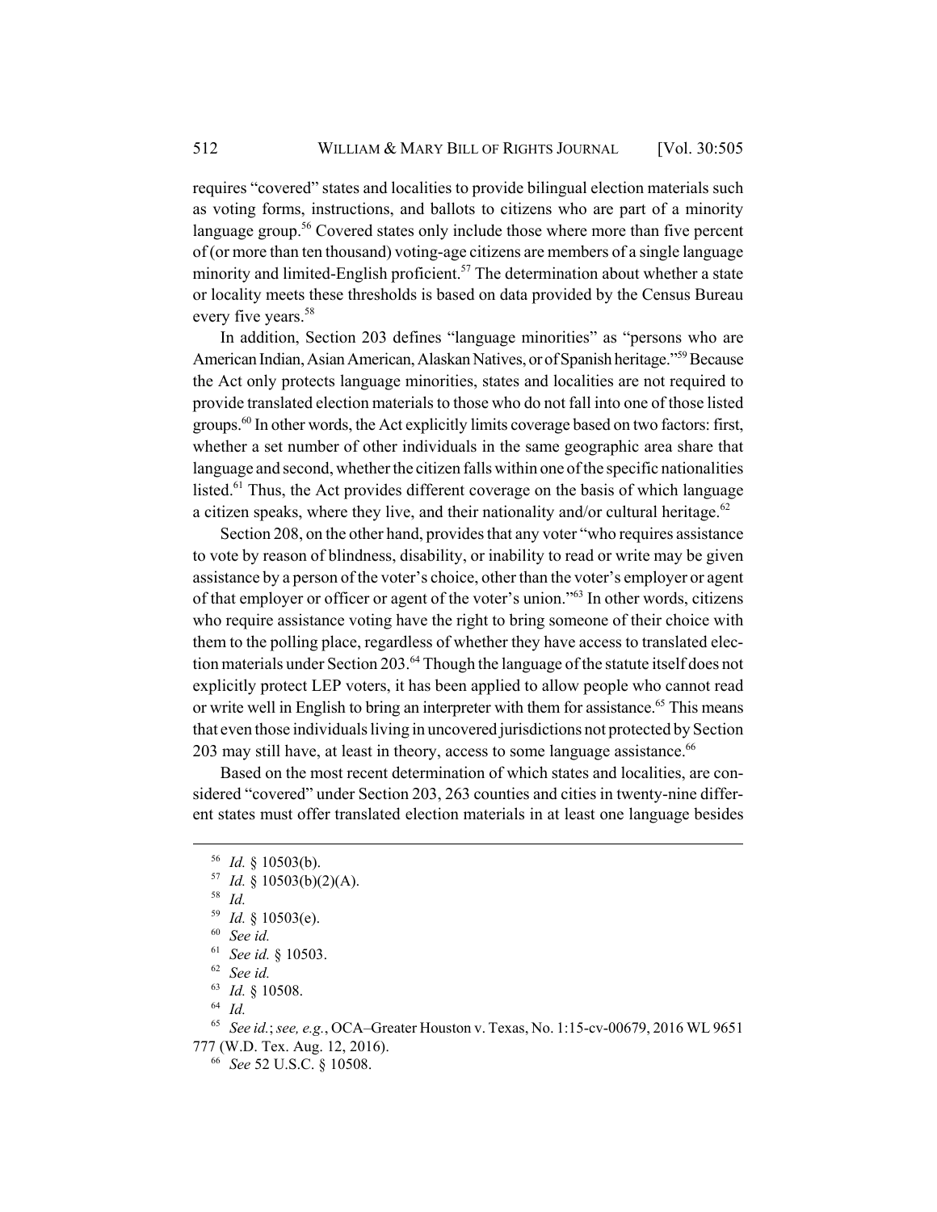requires "covered" states and localities to provide bilingual election materials such as voting forms, instructions, and ballots to citizens who are part of a minority language group.[56] Covered states only include those where more than five percent of (or more than ten thousand) voting-age citizens are members of a single language minority and limited-English proficient.[57] The determination about whether a state or locality meets these thresholds is based on data provided by the Census Bureau every five years.[58]

In addition, Section 203 defines "language minorities" as "persons who are American Indian, Asian American, Alaskan Natives, or of Spanish heritage."[59] Because the Act only protects language minorities, states and localities are not required to provide translated election materials to those who do not fall into one of those listed groups.[60] In other words, the Act explicitly limits coverage based on two factors: first, whether a set number of other individuals in the same geographic area share that language and second, whether the citizen falls within one of the specific nationalities listed.[61] Thus, the Act provides different coverage on the basis of which language a citizen speaks, where they live, and their nationality and/or cultural heritage.[62]

Section 208, on the other hand, provides that any voter "who requires assistance to vote by reason of blindness, disability, or inability to read or write may be given assistance by a person of the voter's choice, other than the voter's employer or agent of that employer or officer or agent of the voter's union."[63] In other words, citizens who require assistance voting have the right to bring someone of their choice with them to the polling place, regardless of whether they have access to translated election materials under Section 203.[64] Though the language of the statute itself does not explicitly protect LEP voters, it has been applied to allow people who cannot read or write well in English to bring an interpreter with them for assistance.[65] This means that even those individuals living in uncovered jurisdictions not protected by Section 203 may still have, at least in theory, access to some language assistance.[66]

Based on the most recent determination of which states and localities, are considered "covered" under Section 203, 263 counties and cities in twenty-nine different states must offer translated election materials in at least one language besides

---

[56] *Id.* § 10503(b).

[57] *Id.* § 10503(b)(2)(A).

[58] *Id.*

[59] *Id.* § 10503(e).

[60] *See id.*

[61] *See id.* § 10503.

[62] *See id.*

[63] *Id.* § 10508.

[64] *Id.*

[65] *See id.*; *see, e.g.*, OCA–Greater Houston v. Texas, No. 1:15-cv-00679, 2016 WL 9651777 (W.D. Tex. Aug. 12, 2016).

[66] *See* 52 U.S.C. § 10508.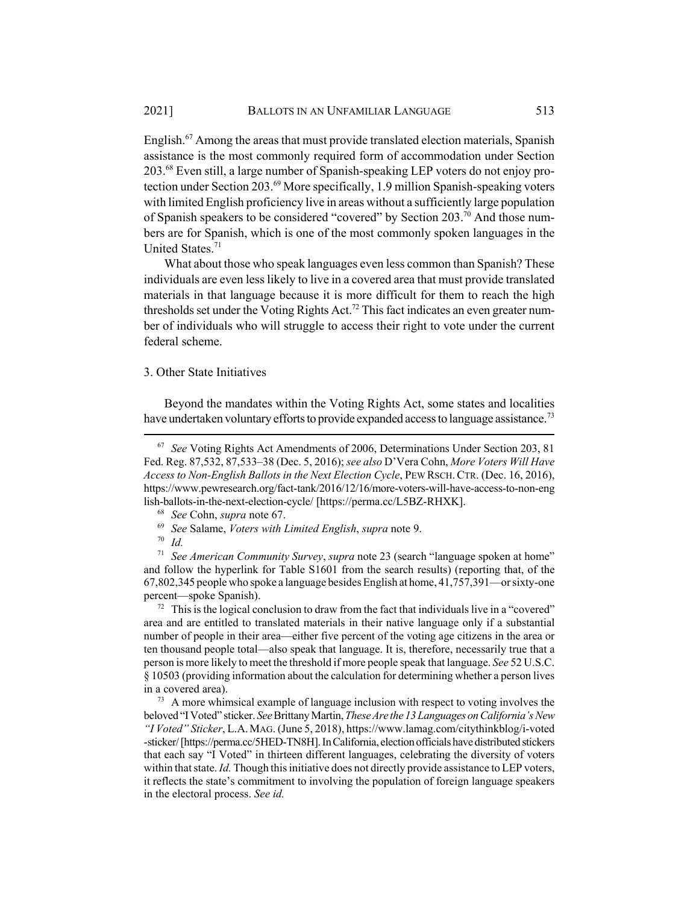English.[67] Among the areas that must provide translated election materials, Spanish assistance is the most commonly required form of accommodation under Section 203.[68] Even still, a large number of Spanish-speaking LEP voters do not enjoy protection under Section 203.[69] More specifically, 1.9 million Spanish-speaking voters with limited English proficiency live in areas without a sufficiently large population of Spanish speakers to be considered "covered" by Section 203.[70] And those numbers are for Spanish, which is one of the most commonly spoken languages in the United States.[71]

What about those who speak languages even less common than Spanish? These individuals are even less likely to live in a covered area that must provide translated materials in that language because it is more difficult for them to reach the high thresholds set under the Voting Rights Act.[72] This fact indicates an even greater number of individuals who will struggle to access their right to vote under the current federal scheme.

### 3. Other State Initiatives

Beyond the mandates within the Voting Rights Act, some states and localities have undertaken voluntary efforts to provide expanded access to language assistance.[73]

---

[67] *See* Voting Rights Act Amendments of 2006, Determinations Under Section 203, 81 Fed. Reg. 87,532, 87,533–38 (Dec. 5, 2016); *see also* D'Vera Cohn, *More Voters Will Have Access to Non-English Ballots in the Next Election Cycle*, PEW RSCH. CTR. (Dec. 16, 2016), https://www.pewresearch.org/fact-tank/2016/12/16/more-voters-will-have-access-to-non-english-ballots-in-the-next-election-cycle/ [https://perma.cc/L5BZ-RHXK].

[68] *See* Cohn, *supra* note 67.

[69] *See* Salame, *Voters with Limited English*, *supra* note 9.

[70] *Id.*

[71] *See American Community Survey*, *supra* note 23 (search "language spoken at home" and follow the hyperlink for Table S1601 from the search results) (reporting that, of the 67,802,345 people who spoke a language besides English at home, 41,757,391—or sixty-one percent—spoke Spanish).

[72] This is the logical conclusion to draw from the fact that individuals live in a "covered" area and are entitled to translated materials in their native language only if a substantial number of people in their area—either five percent of the voting age citizens in the area or ten thousand people total—also speak that language. It is, therefore, necessarily true that a person is more likely to meet the threshold if more people speak that language. *See* 52 U.S.C. § 10503 (providing information about the calculation for determining whether a person lives in a covered area).

[73] A more whimsical example of language inclusion with respect to voting involves the beloved "I Voted" sticker. *See* Brittany Martin, *These Are the 13 Languages on California's New "I Voted" Sticker*, L.A. MAG. (June 5, 2018), https://www.lamag.com/citythinkblog/i-voted-sticker/ [https://perma.cc/5HED-TN8H]. In California, election officials have distributed stickers that each say "I Voted" in thirteen different languages, celebrating the diversity of voters within that state. *Id.* Though this initiative does not directly provide assistance to LEP voters, it reflects the state's commitment to involving the population of foreign language speakers in the electoral process. *See id.*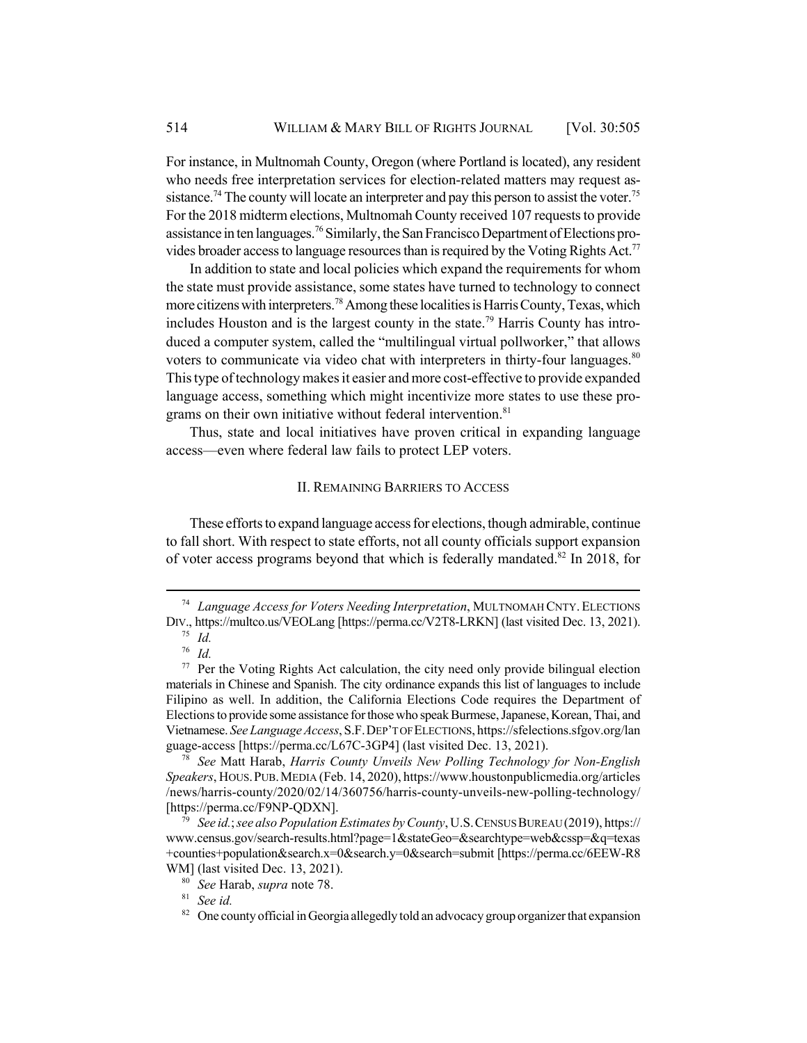For instance, in Multnomah County, Oregon (where Portland is located), any resident who needs free interpretation services for election-related matters may request assistance.[74] The county will locate an interpreter and pay this person to assist the voter.[75] For the 2018 midterm elections, Multnomah County received 107 requests to provide assistance in ten languages.[76] Similarly, the San Francisco Department of Elections provides broader access to language resources than is required by the Voting Rights Act.[77]

In addition to state and local policies which expand the requirements for whom the state must provide assistance, some states have turned to technology to connect more citizens with interpreters.[78] Among these localities is Harris County, Texas, which includes Houston and is the largest county in the state.[79] Harris County has introduced a computer system, called the "multilingual virtual pollworker," that allows voters to communicate via video chat with interpreters in thirty-four languages.[80] This type of technology makes it easier and more cost-effective to provide expanded language access, something which might incentivize more states to use these programs on their own initiative without federal intervention.[81]

Thus, state and local initiatives have proven critical in expanding language access—even where federal law fails to protect LEP voters.

## II. Remaining Barriers to Access

These efforts to expand language access for elections, though admirable, continue to fall short. With respect to state efforts, not all county officials support expansion of voter access programs beyond that which is federally mandated.[82] In 2018, for

---

[74] *Language Access for Voters Needing Interpretation*, MULTNOMAH CNTY. ELECTIONS DIV., https://multco.us/VEOLang [https://perma.cc/V2T8-LRKN] (last visited Dec. 13, 2021).

[75] *Id.*

[76] *Id.*

[77] Per the Voting Rights Act calculation, the city need only provide bilingual election materials in Chinese and Spanish. The city ordinance expands this list of languages to include Filipino as well. In addition, the California Elections Code requires the Department of Elections to provide some assistance for those who speak Burmese, Japanese, Korean, Thai, and Vietnamese. *See Language Access*, S.F. DEP'T OF ELECTIONS, https://sfelections.sfgov.org/language-access [https://perma.cc/L67C-3GP4] (last visited Dec. 13, 2021).

[78] *See* Matt Harab, *Harris County Unveils New Polling Technology for Non-English Speakers*, HOUS. PUB. MEDIA (Feb. 14, 2020), https://www.houstonpublicmedia.org/articles/news/harris-county/2020/02/14/360756/harris-county-unveils-new-polling-technology/ [https://perma.cc/F9NP-QDXN].

[79] *See id.*; *see also Population Estimates by County*, U.S. CENSUS BUREAU (2019), https://www.census.gov/search-results.html?page=1&stateGeo=&searchtype=web&cssp=&q=texas+counties+population&search.x=0&search.y=0&search=submit [https://perma.cc/6EEW-R8WM] (last visited Dec. 13, 2021).

[80] *See* Harab, *supra* note 78.

[81] *See id.*

[82] One county official in Georgia allegedly told an advocacy group organizer that expansion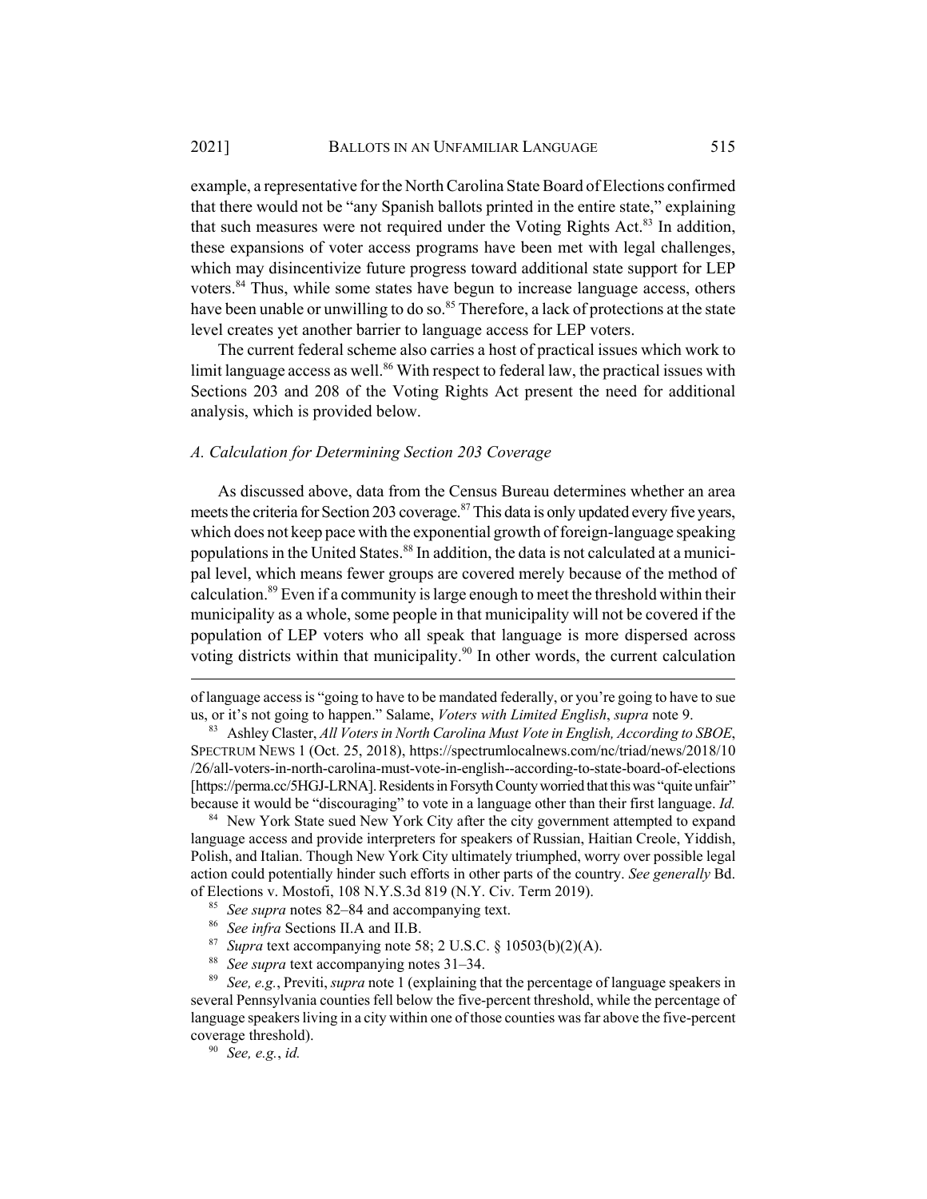example, a representative for the North Carolina State Board of Elections confirmed that there would not be "any Spanish ballots printed in the entire state," explaining that such measures were not required under the Voting Rights Act.[83] In addition, these expansions of voter access programs have been met with legal challenges, which may disincentivize future progress toward additional state support for LEP voters.[84] Thus, while some states have begun to increase language access, others have been unable or unwilling to do so.[85] Therefore, a lack of protections at the state level creates yet another barrier to language access for LEP voters.

The current federal scheme also carries a host of practical issues which work to limit language access as well.[86] With respect to federal law, the practical issues with Sections 203 and 208 of the Voting Rights Act present the need for additional analysis, which is provided below.

### *A. Calculation for Determining Section 203 Coverage*

As discussed above, data from the Census Bureau determines whether an area meets the criteria for Section 203 coverage.[87] This data is only updated every five years, which does not keep pace with the exponential growth of foreign-language speaking populations in the United States.[88] In addition, the data is not calculated at a municipal level, which means fewer groups are covered merely because of the method of calculation.[89] Even if a community is large enough to meet the threshold within their municipality as a whole, some people in that municipality will not be covered if the population of LEP voters who all speak that language is more dispersed across voting districts within that municipality.[90] In other words, the current calculation

---

of language access is "going to have to be mandated federally, or you're going to have to sue us, or it's not going to happen." Salame, *Voters with Limited English*, *supra* note 9.

[83] Ashley Claster, *All Voters in North Carolina Must Vote in English, According to SBOE*, SPECTRUM NEWS 1 (Oct. 25, 2018), https://spectrumlocalnews.com/nc/triad/news/2018/10/26/all-voters-in-north-carolina-must-vote-in-english--according-to-state-board-of-elections [https://perma.cc/5HGJ-LRNA]. Residents in Forsyth County worried that this was "quite unfair" because it would be "discouraging" to vote in a language other than their first language. *Id.*

[84] New York State sued New York City after the city government attempted to expand language access and provide interpreters for speakers of Russian, Haitian Creole, Yiddish, Polish, and Italian. Though New York City ultimately triumphed, worry over possible legal action could potentially hinder such efforts in other parts of the country. *See generally* Bd. of Elections v. Mostofi, 108 N.Y.S.3d 819 (N.Y. Civ. Term 2019).

[85] *See supra* notes 82–84 and accompanying text.

[86] *See infra* Sections II.A and II.B.

[87] *Supra* text accompanying note 58; 2 U.S.C. § 10503(b)(2)(A).

[88] *See supra* text accompanying notes 31–34.

[89] *See, e.g.*, Previti, *supra* note 1 (explaining that the percentage of language speakers in several Pennsylvania counties fell below the five-percent threshold, while the percentage of language speakers living in a city within one of those counties was far above the five-percent coverage threshold).

[90] *See, e.g.*, *id.*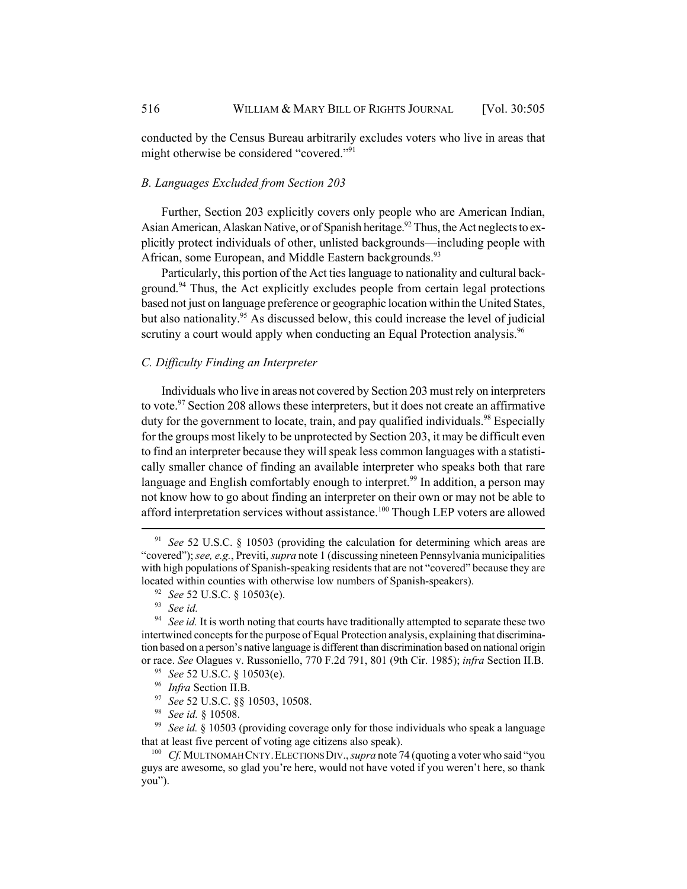conducted by the Census Bureau arbitrarily excludes voters who live in areas that might otherwise be considered "covered."[91]

### *B. Languages Excluded from Section 203*

Further, Section 203 explicitly covers only people who are American Indian, Asian American, Alaskan Native, or of Spanish heritage.[92] Thus, the Act neglects to explicitly protect individuals of other, unlisted backgrounds—including people with African, some European, and Middle Eastern backgrounds.[93]

Particularly, this portion of the Act ties language to nationality and cultural background.[94] Thus, the Act explicitly excludes people from certain legal protections based not just on language preference or geographic location within the United States, but also nationality.[95] As discussed below, this could increase the level of judicial scrutiny a court would apply when conducting an Equal Protection analysis.[96]

### *C. Difficulty Finding an Interpreter*

Individuals who live in areas not covered by Section 203 must rely on interpreters to vote.[97] Section 208 allows these interpreters, but it does not create an affirmative duty for the government to locate, train, and pay qualified individuals.[98] Especially for the groups most likely to be unprotected by Section 203, it may be difficult even to find an interpreter because they will speak less common languages with a statistically smaller chance of finding an available interpreter who speaks both that rare language and English comfortably enough to interpret.[99] In addition, a person may not know how to go about finding an interpreter on their own or may not be able to afford interpretation services without assistance.[100] Though LEP voters are allowed

---

[91] *See* 52 U.S.C. § 10503 (providing the calculation for determining which areas are "covered"); *see, e.g.*, Previti, *supra* note 1 (discussing nineteen Pennsylvania municipalities with high populations of Spanish-speaking residents that are not "covered" because they are located within counties with otherwise low numbers of Spanish-speakers).

[92] *See* 52 U.S.C. § 10503(e).

[93] *See id.*

[94] *See id.* It is worth noting that courts have traditionally attempted to separate these two intertwined concepts for the purpose of Equal Protection analysis, explaining that discrimination based on a person's native language is different than discrimination based on national origin or race. *See* Olagues v. Russoniello, 770 F.2d 791, 801 (9th Cir. 1985); *infra* Section II.B.

[95] *See* 52 U.S.C. § 10503(e).

[96] *Infra* Section II.B.

[97] *See* 52 U.S.C. §§ 10503, 10508.

[98] *See id.* § 10508.

[99] *See id.* § 10503 (providing coverage only for those individuals who speak a language that at least five percent of voting age citizens also speak).

[100] *Cf.* MULTNOMAH CNTY. ELECTIONS DIV., *supra* note 74 (quoting a voter who said "you guys are awesome, so glad you're here, would not have voted if you weren't here, so thank you").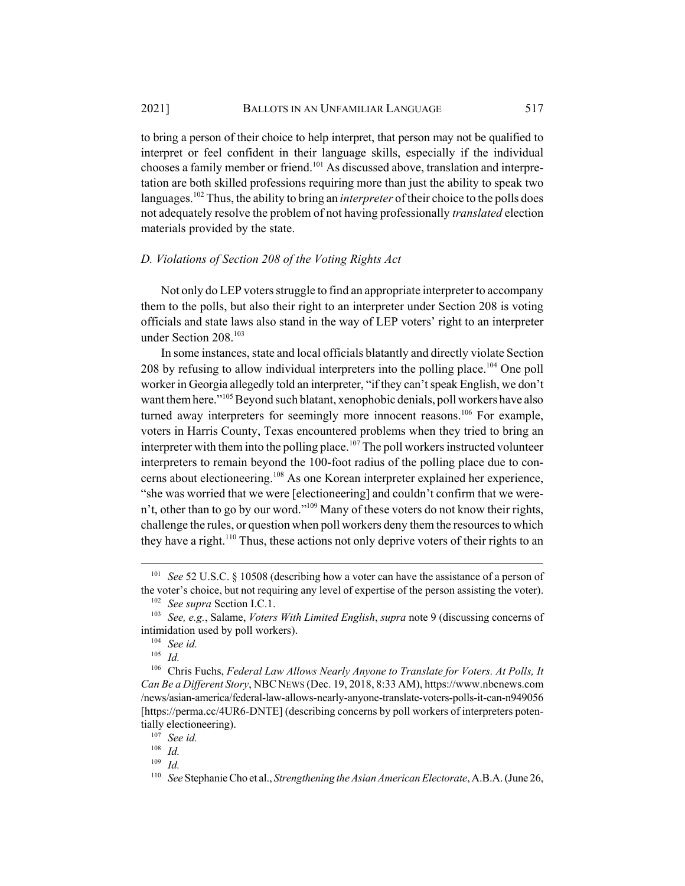to bring a person of their choice to help interpret, that person may not be qualified to interpret or feel confident in their language skills, especially if the individual chooses a family member or friend.[101] As discussed above, translation and interpretation are both skilled professions requiring more than just the ability to speak two languages.[102] Thus, the ability to bring an *interpreter* of their choice to the polls does not adequately resolve the problem of not having professionally *translated* election materials provided by the state.

### *D. Violations of Section 208 of the Voting Rights Act*

Not only do LEP voters struggle to find an appropriate interpreter to accompany them to the polls, but also their right to an interpreter under Section 208 is voting officials and state laws also stand in the way of LEP voters' right to an interpreter under Section 208.[103]

In some instances, state and local officials blatantly and directly violate Section 208 by refusing to allow individual interpreters into the polling place.[104] One poll worker in Georgia allegedly told an interpreter, "if they can't speak English, we don't want them here."[105] Beyond such blatant, xenophobic denials, poll workers have also turned away interpreters for seemingly more innocent reasons.[106] For example, voters in Harris County, Texas encountered problems when they tried to bring an interpreter with them into the polling place.[107] The poll workers instructed volunteer interpreters to remain beyond the 100-foot radius of the polling place due to concerns about electioneering.[108] As one Korean interpreter explained her experience, "she was worried that we were [electioneering] and couldn't confirm that we weren't, other than to go by our word."[109] Many of these voters do not know their rights, challenge the rules, or question when poll workers deny them the resources to which they have a right.[110] Thus, these actions not only deprive voters of their rights to an

---

[101] *See* 52 U.S.C. § 10508 (describing how a voter can have the assistance of a person of the voter's choice, but not requiring any level of expertise of the person assisting the voter).

[102] *See supra* Section I.C.1.

[103] *See, e.g.*, Salame, *Voters With Limited English*, *supra* note 9 (discussing concerns of intimidation used by poll workers).

[104] *See id.*

[105] *Id.*

[106] Chris Fuchs, *Federal Law Allows Nearly Anyone to Translate for Voters. At Polls, It Can Be a Different Story*, NBC NEWS (Dec. 19, 2018, 8:33 AM), https://www.nbcnews.com/news/asian-america/federal-law-allows-nearly-anyone-translate-voters-polls-it-can-n949056 [https://perma.cc/4UR6-DNTE] (describing concerns by poll workers of interpreters potentially electioneering).

[107] *See id.*

[108] *Id.*

[109] *Id.*

[110] *See* Stephanie Cho et al., *Strengthening the Asian American Electorate*, A.B.A. (June 26,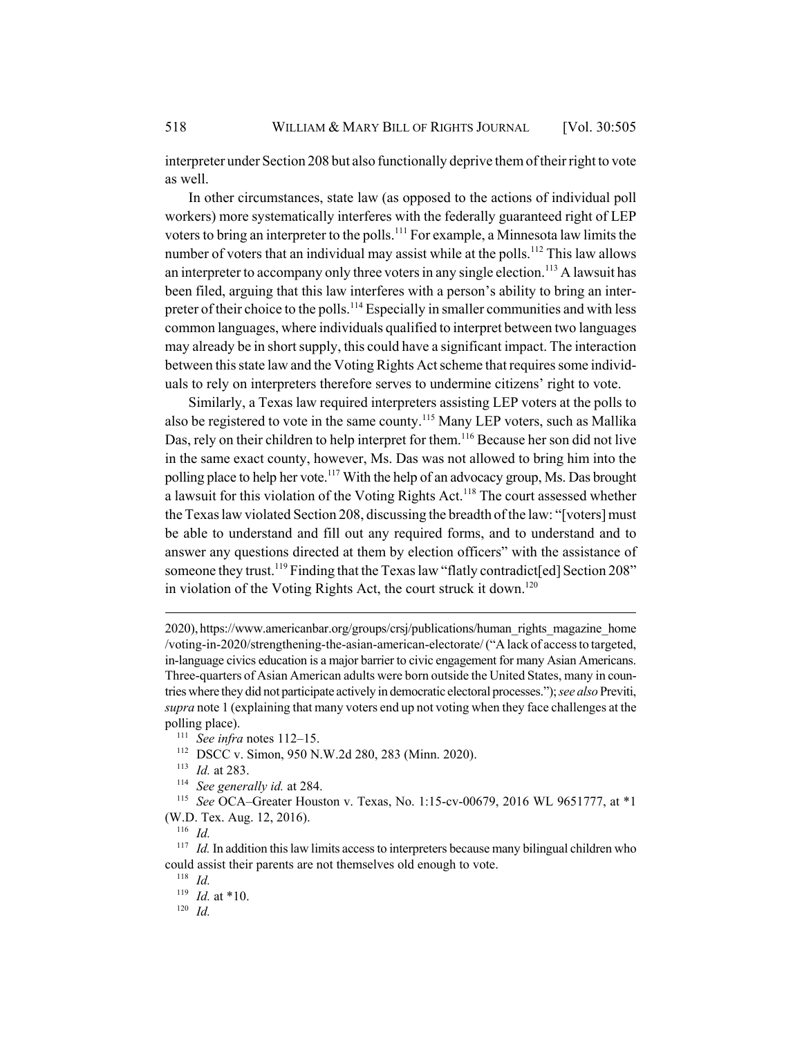interpreter under Section 208 but also functionally deprive them of their right to vote as well.

In other circumstances, state law (as opposed to the actions of individual poll workers) more systematically interferes with the federally guaranteed right of LEP voters to bring an interpreter to the polls.[111] For example, a Minnesota law limits the number of voters that an individual may assist while at the polls.[112] This law allows an interpreter to accompany only three voters in any single election.[113] A lawsuit has been filed, arguing that this law interferes with a person's ability to bring an interpreter of their choice to the polls.[114] Especially in smaller communities and with less common languages, where individuals qualified to interpret between two languages may already be in short supply, this could have a significant impact. The interaction between this state law and the Voting Rights Act scheme that requires some individuals to rely on interpreters therefore serves to undermine citizens' right to vote.

Similarly, a Texas law required interpreters assisting LEP voters at the polls to also be registered to vote in the same county.[115] Many LEP voters, such as Mallika Das, rely on their children to help interpret for them.[116] Because her son did not live in the same exact county, however, Ms. Das was not allowed to bring him into the polling place to help her vote.[117] With the help of an advocacy group, Ms. Das brought a lawsuit for this violation of the Voting Rights Act.[118] The court assessed whether the Texas law violated Section 208, discussing the breadth of the law: "[voters] must be able to understand and fill out any required forms, and to understand and to answer any questions directed at them by election officers" with the assistance of someone they trust.[119] Finding that the Texas law "flatly contradict[ed] Section 208" in violation of the Voting Rights Act, the court struck it down.[120]

---

2020), https://www.americanbar.org/groups/crsj/publications/human_rights_magazine_home/voting-in-2020/strengthening-the-asian-american-electorate/ ("A lack of access to targeted, in-language civics education is a major barrier to civic engagement for many Asian Americans. Three-quarters of Asian American adults were born outside the United States, many in countries where they did not participate actively in democratic electoral processes."); *see also* Previti, *supra* note 1 (explaining that many voters end up not voting when they face challenges at the polling place).

[111] *See infra* notes 112–15.

[112] DSCC v. Simon, 950 N.W.2d 280, 283 (Minn. 2020).

[113] *Id.* at 283.

[114] *See generally id.* at 284.

[115] *See* OCA–Greater Houston v. Texas, No. 1:15-cv-00679, 2016 WL 9651777, at *1 (W.D. Tex. Aug. 12, 2016).

[116] *Id.*

[117] *Id.* In addition this law limits access to interpreters because many bilingual children who could assist their parents are not themselves old enough to vote.

[118] *Id.*

[119] *Id.* at *10.

[120] *Id.*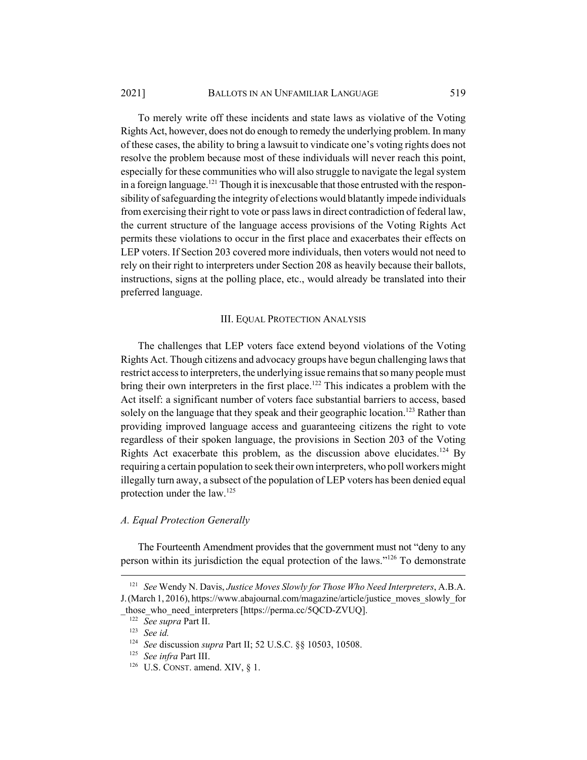To merely write off these incidents and state laws as violative of the Voting Rights Act, however, does not do enough to remedy the underlying problem. In many of these cases, the ability to bring a lawsuit to vindicate one's voting rights does not resolve the problem because most of these individuals will never reach this point, especially for these communities who will also struggle to navigate the legal system in a foreign language.[121] Though it is inexcusable that those entrusted with the responsibility of safeguarding the integrity of elections would blatantly impede individuals from exercising their right to vote or pass laws in direct contradiction of federal law, the current structure of the language access provisions of the Voting Rights Act permits these violations to occur in the first place and exacerbates their effects on LEP voters. If Section 203 covered more individuals, then voters would not need to rely on their right to interpreters under Section 208 as heavily because their ballots, instructions, signs at the polling place, etc., would already be translated into their preferred language.

## III. Equal Protection Analysis

The challenges that LEP voters face extend beyond violations of the Voting Rights Act. Though citizens and advocacy groups have begun challenging laws that restrict access to interpreters, the underlying issue remains that so many people must bring their own interpreters in the first place.[122] This indicates a problem with the Act itself: a significant number of voters face substantial barriers to access, based solely on the language that they speak and their geographic location.[123] Rather than providing improved language access and guaranteeing citizens the right to vote regardless of their spoken language, the provisions in Section 203 of the Voting Rights Act exacerbate this problem, as the discussion above elucidates.[124] By requiring a certain population to seek their own interpreters, who poll workers might illegally turn away, a subsect of the population of LEP voters has been denied equal protection under the law.[125]

### *A. Equal Protection Generally*

The Fourteenth Amendment provides that the government must not "deny to any person within its jurisdiction the equal protection of the laws."[126] To demonstrate

---

[121] *See* Wendy N. Davis, *Justice Moves Slowly for Those Who Need Interpreters*, A.B.A. J. (March 1, 2016), https://www.abajournal.com/magazine/article/justice_moves_slowly_for_those_who_need_interpreters [https://perma.cc/5QCD-ZVUQ].

[122] *See supra* Part II.

[123] *See id.*

[124] *See* discussion *supra* Part II; 52 U.S.C. §§ 10503, 10508.

[125] *See infra* Part III.

[126] U.S. Const. amend. XIV, § 1.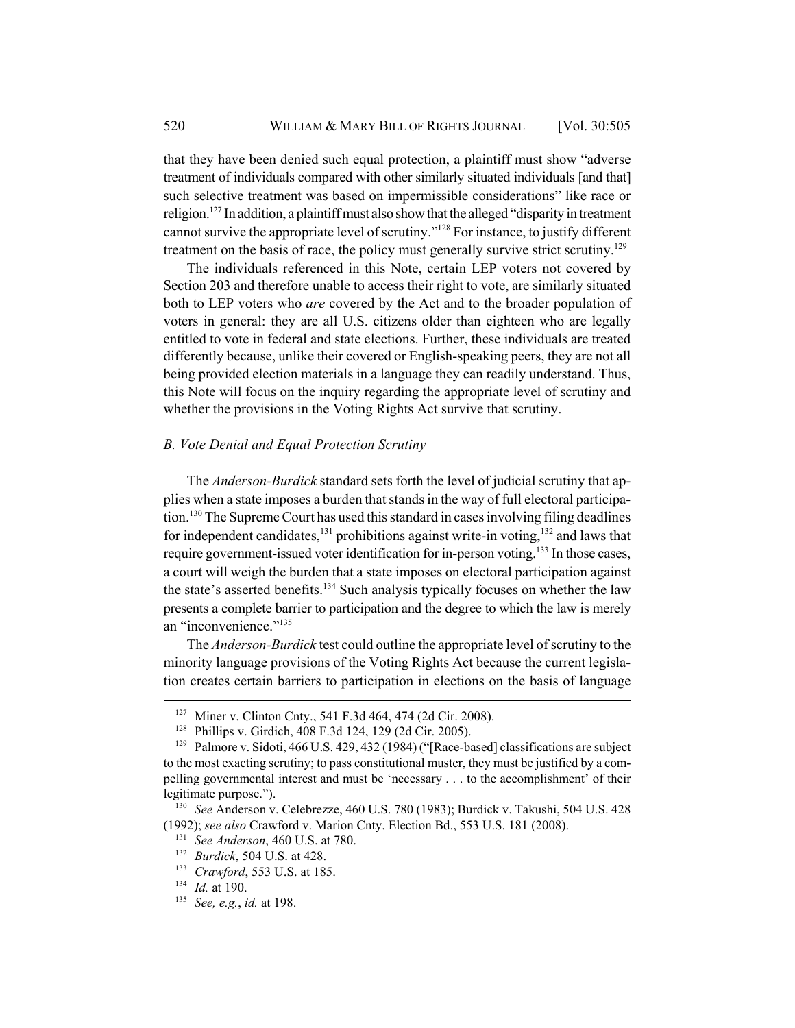that they have been denied such equal protection, a plaintiff must show "adverse treatment of individuals compared with other similarly situated individuals [and that] such selective treatment was based on impermissible considerations" like race or religion.[127] In addition, a plaintiff must also show that the alleged "disparity in treatment cannot survive the appropriate level of scrutiny."[128] For instance, to justify different treatment on the basis of race, the policy must generally survive strict scrutiny.[129]

The individuals referenced in this Note, certain LEP voters not covered by Section 203 and therefore unable to access their right to vote, are similarly situated both to LEP voters who *are* covered by the Act and to the broader population of voters in general: they are all U.S. citizens older than eighteen who are legally entitled to vote in federal and state elections. Further, these individuals are treated differently because, unlike their covered or English-speaking peers, they are not all being provided election materials in a language they can readily understand. Thus, this Note will focus on the inquiry regarding the appropriate level of scrutiny and whether the provisions in the Voting Rights Act survive that scrutiny.

### *B. Vote Denial and Equal Protection Scrutiny*

The *Anderson-Burdick* standard sets forth the level of judicial scrutiny that applies when a state imposes a burden that stands in the way of full electoral participation.[130] The Supreme Court has used this standard in cases involving filing deadlines for independent candidates,[131] prohibitions against write-in voting,[132] and laws that require government-issued voter identification for in-person voting.[133] In those cases, a court will weigh the burden that a state imposes on electoral participation against the state's asserted benefits.[134] Such analysis typically focuses on whether the law presents a complete barrier to participation and the degree to which the law is merely an "inconvenience."[135]

The *Anderson-Burdick* test could outline the appropriate level of scrutiny to the minority language provisions of the Voting Rights Act because the current legislation creates certain barriers to participation in elections on the basis of language

---

[127] Miner v. Clinton Cnty., 541 F.3d 464, 474 (2d Cir. 2008).

[128] Phillips v. Girdich, 408 F.3d 124, 129 (2d Cir. 2005).

[129] Palmore v. Sidoti, 466 U.S. 429, 432 (1984) ("[Race-based] classifications are subject to the most exacting scrutiny; to pass constitutional muster, they must be justified by a compelling governmental interest and must be 'necessary . . . to the accomplishment' of their legitimate purpose.").

[130] *See* Anderson v. Celebrezze, 460 U.S. 780 (1983); Burdick v. Takushi, 504 U.S. 428 (1992); *see also* Crawford v. Marion Cnty. Election Bd., 553 U.S. 181 (2008).

[131] *See Anderson*, 460 U.S. at 780.

[132] *Burdick*, 504 U.S. at 428.

[133] *Crawford*, 553 U.S. at 185.

[134] *Id.* at 190.

[135] *See, e.g.*, *id.* at 198.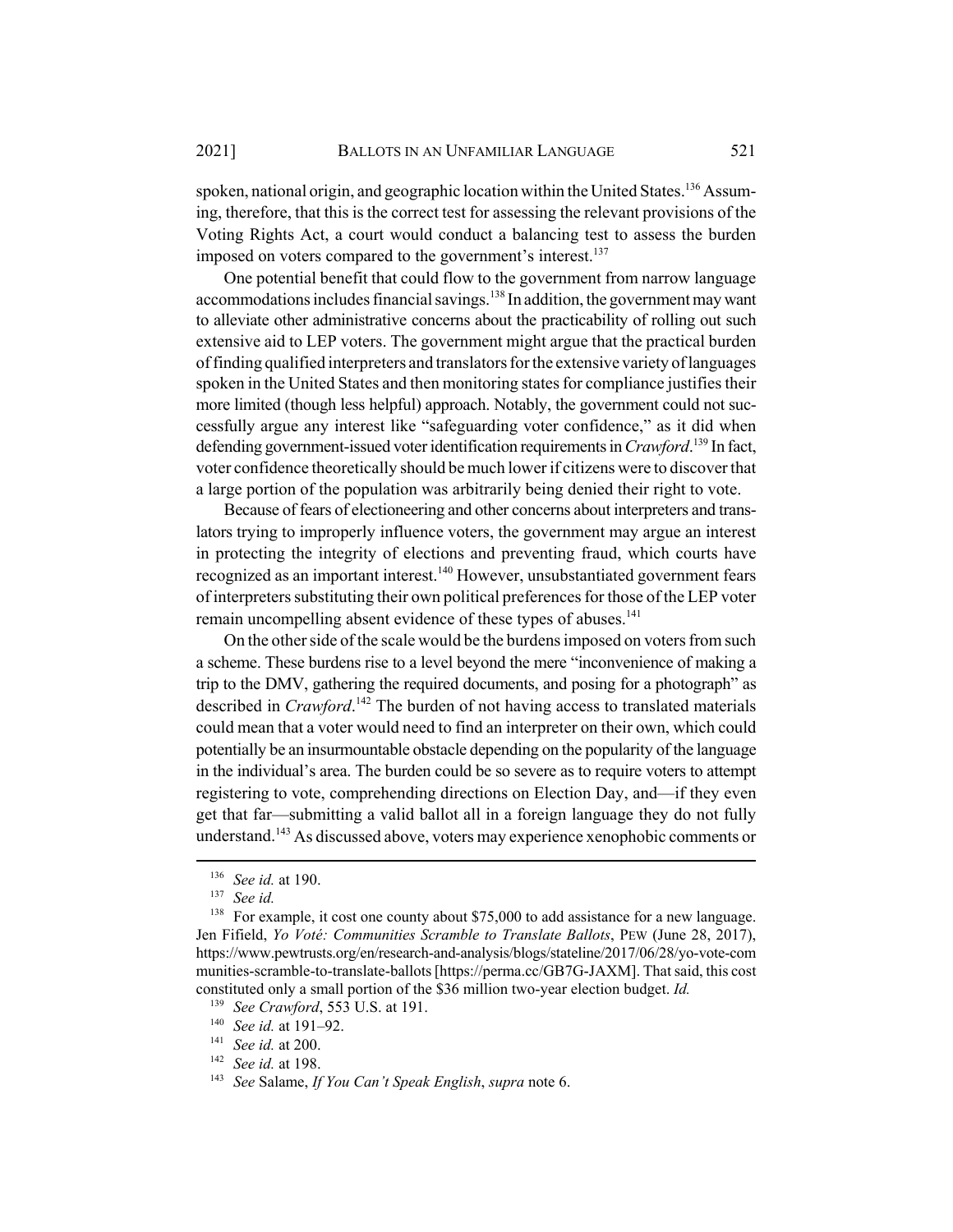spoken, national origin, and geographic location within the United States.[136] Assuming, therefore, that this is the correct test for assessing the relevant provisions of the Voting Rights Act, a court would conduct a balancing test to assess the burden imposed on voters compared to the government's interest.[137]

One potential benefit that could flow to the government from narrow language accommodations includes financial savings.[138] In addition, the government may want to alleviate other administrative concerns about the practicability of rolling out such extensive aid to LEP voters. The government might argue that the practical burden of finding qualified interpreters and translators for the extensive variety of languages spoken in the United States and then monitoring states for compliance justifies their more limited (though less helpful) approach. Notably, the government could not successfully argue any interest like "safeguarding voter confidence," as it did when defending government-issued voter identification requirements in *Crawford*.[139] In fact, voter confidence theoretically should be much lower if citizens were to discover that a large portion of the population was arbitrarily being denied their right to vote.

Because of fears of electioneering and other concerns about interpreters and translators trying to improperly influence voters, the government may argue an interest in protecting the integrity of elections and preventing fraud, which courts have recognized as an important interest.[140] However, unsubstantiated government fears of interpreters substituting their own political preferences for those of the LEP voter remain uncompelling absent evidence of these types of abuses.[141]

On the other side of the scale would be the burdens imposed on voters from such a scheme. These burdens rise to a level beyond the mere "inconvenience of making a trip to the DMV, gathering the required documents, and posing for a photograph" as described in *Crawford*.[142] The burden of not having access to translated materials could mean that a voter would need to find an interpreter on their own, which could potentially be an insurmountable obstacle depending on the popularity of the language in the individual's area. The burden could be so severe as to require voters to attempt registering to vote, comprehending directions on Election Day, and—if they even get that far—submitting a valid ballot all in a foreign language they do not fully understand.[143] As discussed above, voters may experience xenophobic comments or

---

[136] *See id.* at 190.

[137] *See id.*

[138] For example, it cost one county about $75,000 to add assistance for a new language. Jen Fifield, *Yo Voté: Communities Scramble to Translate Ballots*, PEW (June 28, 2017), https://www.pewtrusts.org/en/research-and-analysis/blogs/stateline/2017/06/28/yo-vote-communities-scramble-to-translate-ballots [https://perma.cc/GB7G-JAXM]. That said, this cost constituted only a small portion of the $36 million two-year election budget. *Id.*

[139] *See Crawford*, 553 U.S. at 191.

[140] *See id.* at 191–92.

[141] *See id.* at 200.

[142] *See id.* at 198.

[143] *See* Salame, *If You Can't Speak English*, *supra* note 6.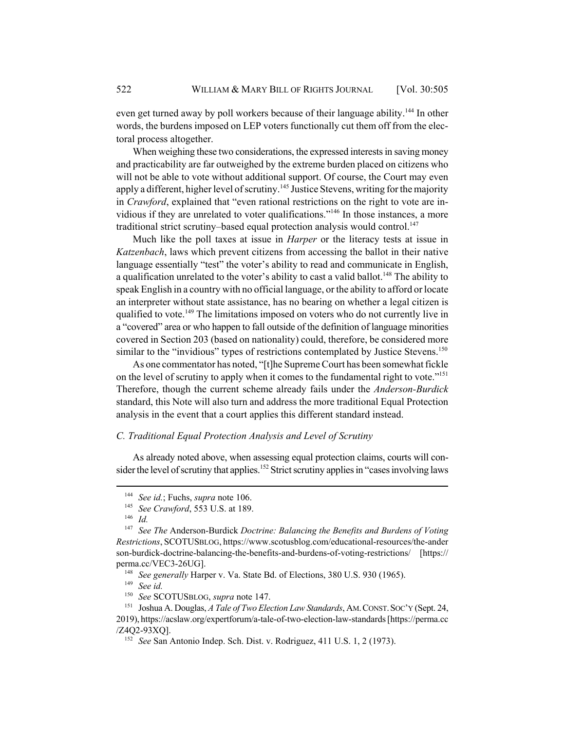even get turned away by poll workers because of their language ability.[144] In other words, the burdens imposed on LEP voters functionally cut them off from the electoral process altogether.

When weighing these two considerations, the expressed interests in saving money and practicability are far outweighed by the extreme burden placed on citizens who will not be able to vote without additional support. Of course, the Court may even apply a different, higher level of scrutiny.[145] Justice Stevens, writing for the majority in *Crawford*, explained that "even rational restrictions on the right to vote are invidious if they are unrelated to voter qualifications."[146] In those instances, a more traditional strict scrutiny–based equal protection analysis would control.[147]

Much like the poll taxes at issue in *Harper* or the literacy tests at issue in *Katzenbach*, laws which prevent citizens from accessing the ballot in their native language essentially "test" the voter's ability to read and communicate in English, a qualification unrelated to the voter's ability to cast a valid ballot.[148] The ability to speak English in a country with no official language, or the ability to afford or locate an interpreter without state assistance, has no bearing on whether a legal citizen is qualified to vote.[149] The limitations imposed on voters who do not currently live in a "covered" area or who happen to fall outside of the definition of language minorities covered in Section 203 (based on nationality) could, therefore, be considered more similar to the "invidious" types of restrictions contemplated by Justice Stevens.[150]

As one commentator has noted, "[t]he Supreme Court has been somewhat fickle on the level of scrutiny to apply when it comes to the fundamental right to vote."[151] Therefore, though the current scheme already fails under the *Anderson-Burdick* standard, this Note will also turn and address the more traditional Equal Protection analysis in the event that a court applies this different standard instead.

### *C. Traditional Equal Protection Analysis and Level of Scrutiny*

As already noted above, when assessing equal protection claims, courts will consider the level of scrutiny that applies.[152] Strict scrutiny applies in "cases involving laws

---

[144] *See id.*; Fuchs, *supra* note 106.

[145] *See Crawford*, 553 U.S. at 189.

[146] *Id.*

[147] *See The* Anderson-Burdick *Doctrine: Balancing the Benefits and Burdens of Voting Restrictions*, SCOTUSBLOG, https://www.scotusblog.com/educational-resources/the-anderson-burdick-doctrine-balancing-the-benefits-and-burdens-of-voting-restrictions/ [https://perma.cc/VEC3-26UG].

[148] *See generally* Harper v. Va. State Bd. of Elections, 380 U.S. 930 (1965).

[149] *See id.*

[150] *See* SCOTUSBLOG, *supra* note 147.

[151] Joshua A. Douglas, *A Tale of Two Election Law Standards*, AM. CONST. SOC'Y (Sept. 24, 2019), https://acslaw.org/expertforum/a-tale-of-two-election-law-standards [https://perma.cc/Z4Q2-93XQ].

[152] *See* San Antonio Indep. Sch. Dist. v. Rodriguez, 411 U.S. 1, 2 (1973).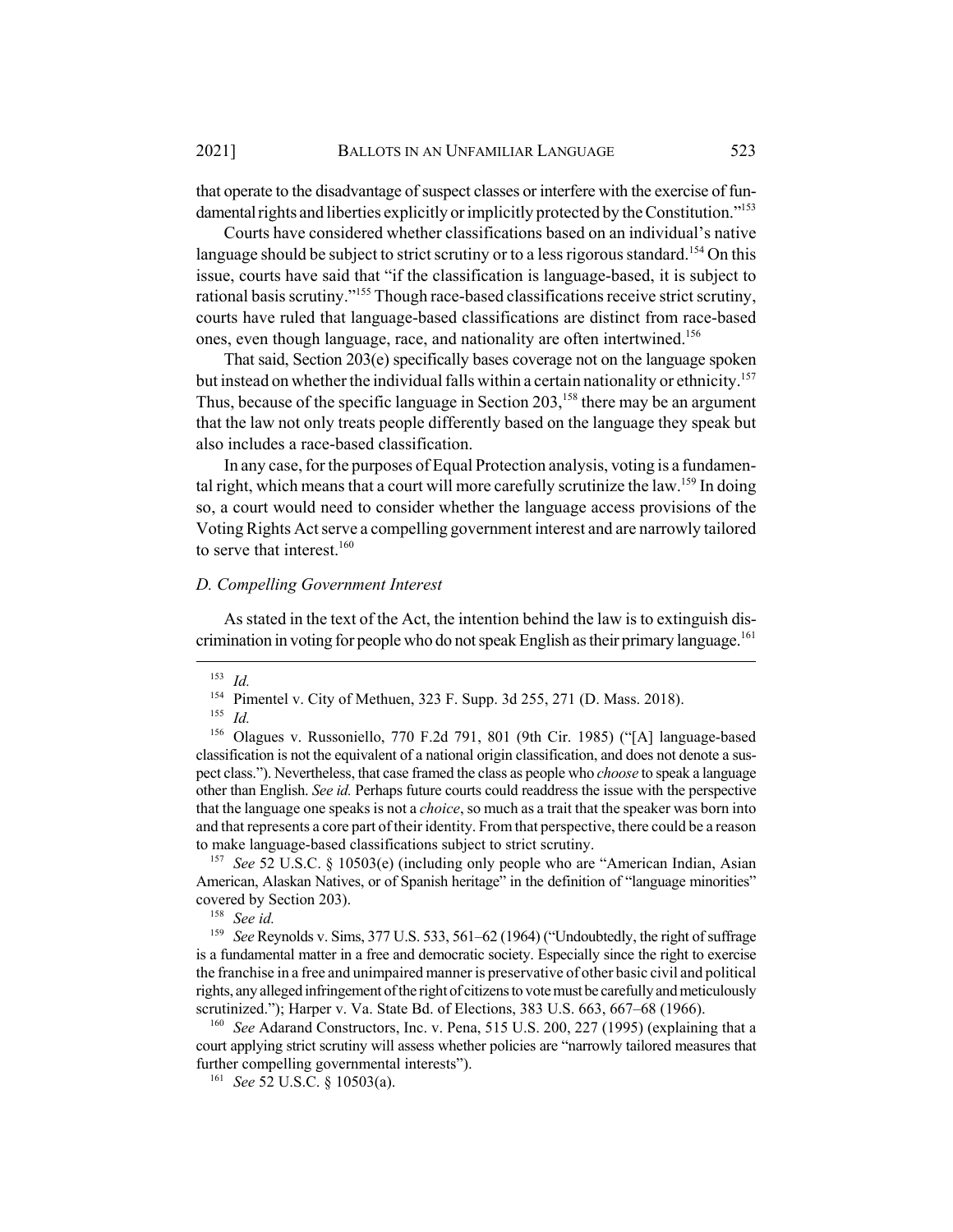that operate to the disadvantage of suspect classes or interfere with the exercise of fundamental rights and liberties explicitly or implicitly protected by the Constitution."[153]

Courts have considered whether classifications based on an individual's native language should be subject to strict scrutiny or to a less rigorous standard.[154] On this issue, courts have said that "if the classification is language-based, it is subject to rational basis scrutiny."[155] Though race-based classifications receive strict scrutiny, courts have ruled that language-based classifications are distinct from race-based ones, even though language, race, and nationality are often intertwined.[156]

That said, Section 203(e) specifically bases coverage not on the language spoken but instead on whether the individual falls within a certain nationality or ethnicity.[157] Thus, because of the specific language in Section 203,[158] there may be an argument that the law not only treats people differently based on the language they speak but also includes a race-based classification.

In any case, for the purposes of Equal Protection analysis, voting is a fundamental right, which means that a court will more carefully scrutinize the law.[159] In doing so, a court would need to consider whether the language access provisions of the Voting Rights Act serve a compelling government interest and are narrowly tailored to serve that interest.[160]

### *D. Compelling Government Interest*

As stated in the text of the Act, the intention behind the law is to extinguish discrimination in voting for people who do not speak English as their primary language.[161]

---

[153] *Id.*

[154] Pimentel v. City of Methuen, 323 F. Supp. 3d 255, 271 (D. Mass. 2018).

[155] *Id.*

[156] Olagues v. Russoniello, 770 F.2d 791, 801 (9th Cir. 1985) ("[A] language-based classification is not the equivalent of a national origin classification, and does not denote a suspect class."). Nevertheless, that case framed the class as people who *choose* to speak a language other than English. *See id.* Perhaps future courts could readdress the issue with the perspective that the language one speaks is not a *choice*, so much as a trait that the speaker was born into and that represents a core part of their identity. From that perspective, there could be a reason to make language-based classifications subject to strict scrutiny.

[157] *See* 52 U.S.C. § 10503(e) (including only people who are "American Indian, Asian American, Alaskan Natives, or of Spanish heritage" in the definition of "language minorities" covered by Section 203).

[158] *See id.*

[159] *See* Reynolds v. Sims, 377 U.S. 533, 561–62 (1964) ("Undoubtedly, the right of suffrage is a fundamental matter in a free and democratic society. Especially since the right to exercise the franchise in a free and unimpaired manner is preservative of other basic civil and political rights, any alleged infringement of the right of citizens to vote must be carefully and meticulously scrutinized."); Harper v. Va. State Bd. of Elections, 383 U.S. 663, 667–68 (1966).

[160] *See* Adarand Constructors, Inc. v. Pena, 515 U.S. 200, 227 (1995) (explaining that a court applying strict scrutiny will assess whether policies are "narrowly tailored measures that further compelling governmental interests").

[161] *See* 52 U.S.C. § 10503(a).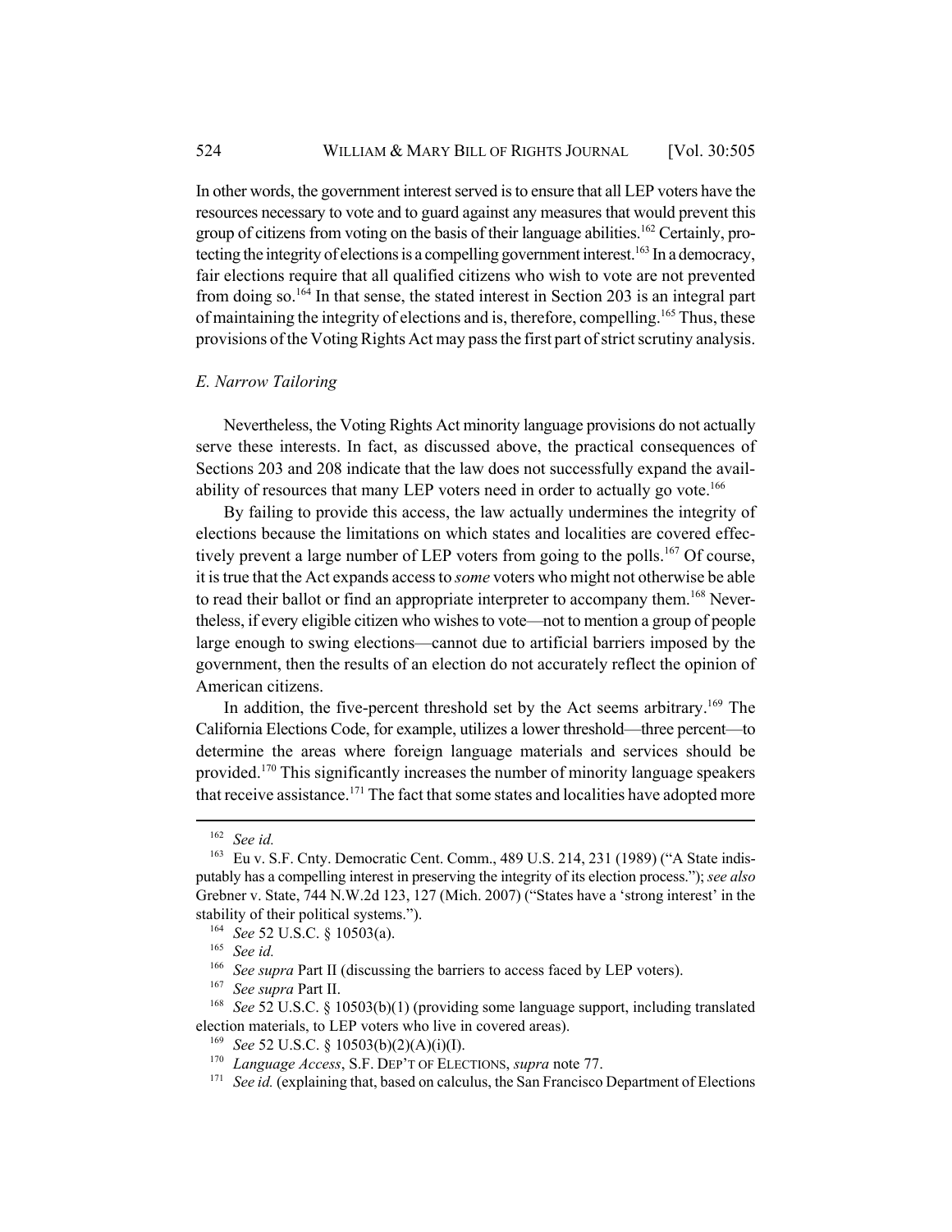In other words, the government interest served is to ensure that all LEP voters have the resources necessary to vote and to guard against any measures that would prevent this group of citizens from voting on the basis of their language abilities.[162] Certainly, protecting the integrity of elections is a compelling government interest.[163] In a democracy, fair elections require that all qualified citizens who wish to vote are not prevented from doing so.[164] In that sense, the stated interest in Section 203 is an integral part of maintaining the integrity of elections and is, therefore, compelling.[165] Thus, these provisions of the Voting Rights Act may pass the first part of strict scrutiny analysis.

### *E. Narrow Tailoring*

Nevertheless, the Voting Rights Act minority language provisions do not actually serve these interests. In fact, as discussed above, the practical consequences of Sections 203 and 208 indicate that the law does not successfully expand the availability of resources that many LEP voters need in order to actually go vote.[166]

By failing to provide this access, the law actually undermines the integrity of elections because the limitations on which states and localities are covered effectively prevent a large number of LEP voters from going to the polls.[167] Of course, it is true that the Act expands access to *some* voters who might not otherwise be able to read their ballot or find an appropriate interpreter to accompany them.[168] Nevertheless, if every eligible citizen who wishes to vote—not to mention a group of people large enough to swing elections—cannot due to artificial barriers imposed by the government, then the results of an election do not accurately reflect the opinion of American citizens.

In addition, the five-percent threshold set by the Act seems arbitrary.[169] The California Elections Code, for example, utilizes a lower threshold—three percent—to determine the areas where foreign language materials and services should be provided.[170] This significantly increases the number of minority language speakers that receive assistance.[171] The fact that some states and localities have adopted more

---

[162] *See id.*

[163] Eu v. S.F. Cnty. Democratic Cent. Comm., 489 U.S. 214, 231 (1989) ("A State indisputably has a compelling interest in preserving the integrity of its election process."); *see also* Grebner v. State, 744 N.W.2d 123, 127 (Mich. 2007) ("States have a 'strong interest' in the stability of their political systems.").

[164] *See* 52 U.S.C. § 10503(a).

[165] *See id.*

[166] *See supra* Part II (discussing the barriers to access faced by LEP voters).

[167] *See supra* Part II.

[168] *See* 52 U.S.C. § 10503(b)(1) (providing some language support, including translated election materials, to LEP voters who live in covered areas).

[169] *See* 52 U.S.C. § 10503(b)(2)(A)(i)(I).

[170] *Language Access*, S.F. DEP'T OF ELECTIONS, *supra* note 77.

[171] *See id.* (explaining that, based on calculus, the San Francisco Department of Elections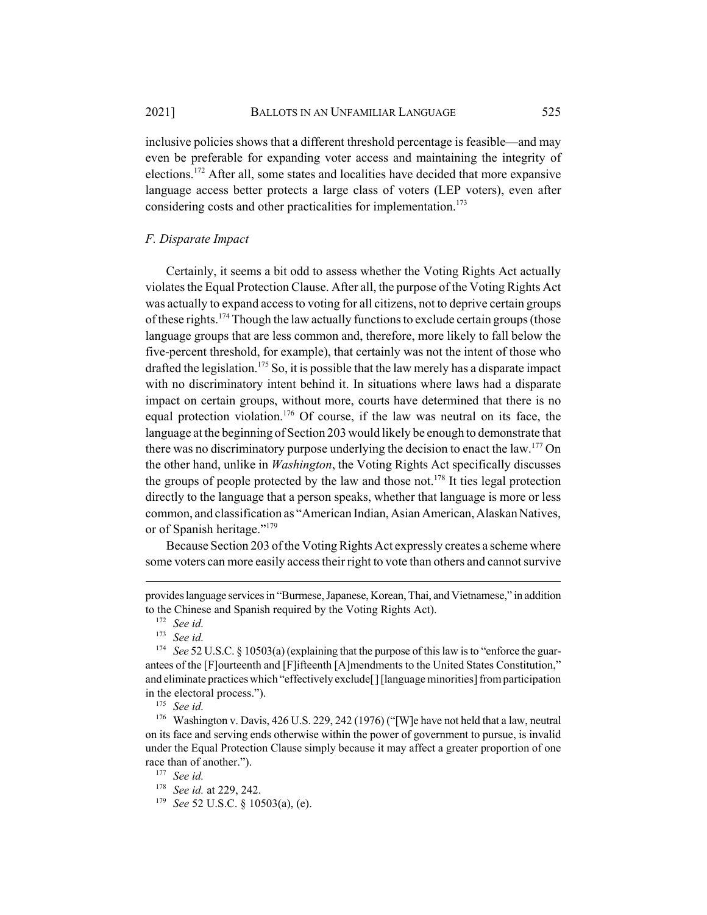inclusive policies shows that a different threshold percentage is feasible—and may even be preferable for expanding voter access and maintaining the integrity of elections.[172] After all, some states and localities have decided that more expansive language access better protects a large class of voters (LEP voters), even after considering costs and other practicalities for implementation.[173]

### *F. Disparate Impact*

Certainly, it seems a bit odd to assess whether the Voting Rights Act actually violates the Equal Protection Clause. After all, the purpose of the Voting Rights Act was actually to expand access to voting for all citizens, not to deprive certain groups of these rights.[174] Though the law actually functions to exclude certain groups (those language groups that are less common and, therefore, more likely to fall below the five-percent threshold, for example), that certainly was not the intent of those who drafted the legislation.[175] So, it is possible that the law merely has a disparate impact with no discriminatory intent behind it. In situations where laws had a disparate impact on certain groups, without more, courts have determined that there is no equal protection violation.[176] Of course, if the law was neutral on its face, the language at the beginning of Section 203 would likely be enough to demonstrate that there was no discriminatory purpose underlying the decision to enact the law.[177] On the other hand, unlike in *Washington*, the Voting Rights Act specifically discusses the groups of people protected by the law and those not.[178] It ties legal protection directly to the language that a person speaks, whether that language is more or less common, and classification as "American Indian, Asian American, Alaskan Natives, or of Spanish heritage."[179]

Because Section 203 of the Voting Rights Act expressly creates a scheme where some voters can more easily access their right to vote than others and cannot survive

---

provides language services in "Burmese, Japanese, Korean, Thai, and Vietnamese," in addition to the Chinese and Spanish required by the Voting Rights Act).

[172] *See id.*

[173] *See id.*

[174] *See* 52 U.S.C. § 10503(a) (explaining that the purpose of this law is to "enforce the guarantees of the [F]ourteenth and [F]ifteenth [A]mendments to the United States Constitution," and eliminate practices which "effectively exclude[] [language minorities] from participation in the electoral process.").

[175] *See id.*

[176] Washington v. Davis, 426 U.S. 229, 242 (1976) ("[W]e have not held that a law, neutral on its face and serving ends otherwise within the power of government to pursue, is invalid under the Equal Protection Clause simply because it may affect a greater proportion of one race than of another.").

[177] *See id.*

[178] *See id.* at 229, 242.

[179] *See* 52 U.S.C. § 10503(a), (e).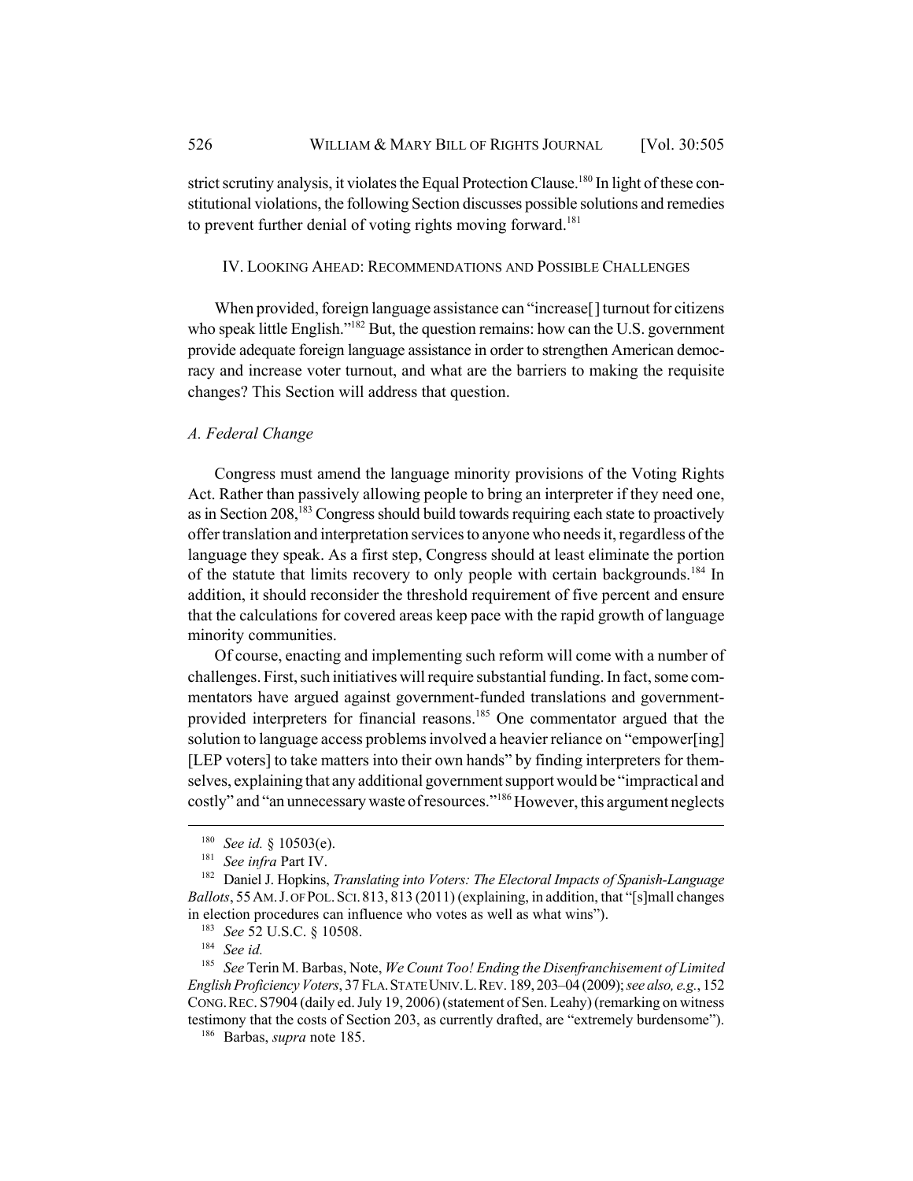strict scrutiny analysis, it violates the Equal Protection Clause.[180] In light of these constitutional violations, the following Section discusses possible solutions and remedies to prevent further denial of voting rights moving forward.[181]

## IV. Looking Ahead: Recommendations and Possible Challenges

When provided, foreign language assistance can "increase[] turnout for citizens who speak little English."[182] But, the question remains: how can the U.S. government provide adequate foreign language assistance in order to strengthen American democracy and increase voter turnout, and what are the barriers to making the requisite changes? This Section will address that question.

### *A. Federal Change*

Congress must amend the language minority provisions of the Voting Rights Act. Rather than passively allowing people to bring an interpreter if they need one, as in Section 208,[183] Congress should build towards requiring each state to proactively offer translation and interpretation services to anyone who needs it, regardless of the language they speak. As a first step, Congress should at least eliminate the portion of the statute that limits recovery to only people with certain backgrounds.[184] In addition, it should reconsider the threshold requirement of five percent and ensure that the calculations for covered areas keep pace with the rapid growth of language minority communities.

Of course, enacting and implementing such reform will come with a number of challenges. First, such initiatives will require substantial funding. In fact, some commentators have argued against government-funded translations and government-provided interpreters for financial reasons.[185] One commentator argued that the solution to language access problems involved a heavier reliance on "empower[ing] [LEP voters] to take matters into their own hands" by finding interpreters for themselves, explaining that any additional government support would be "impractical and costly" and "an unnecessary waste of resources."[186] However, this argument neglects

---

[180] *See id.* § 10503(e).

[181] *See infra* Part IV.

[182] Daniel J. Hopkins, *Translating into Voters: The Electoral Impacts of Spanish-Language Ballots*, 55 AM. J. OF POL. SCI. 813, 813 (2011) (explaining, in addition, that "[s]mall changes in election procedures can influence who votes as well as what wins").

[183] *See* 52 U.S.C. § 10508.

[184] *See id.*

[185] *See* Terin M. Barbas, Note, *We Count Too! Ending the Disenfranchisement of Limited English Proficiency Voters*, 37 FLA. STATE UNIV. L. REV. 189, 203–04 (2009); *see also, e.g.*, 152 CONG. REC. S7904 (daily ed. July 19, 2006) (statement of Sen. Leahy) (remarking on witness testimony that the costs of Section 203, as currently drafted, are "extremely burdensome").

[186] Barbas, *supra* note 185.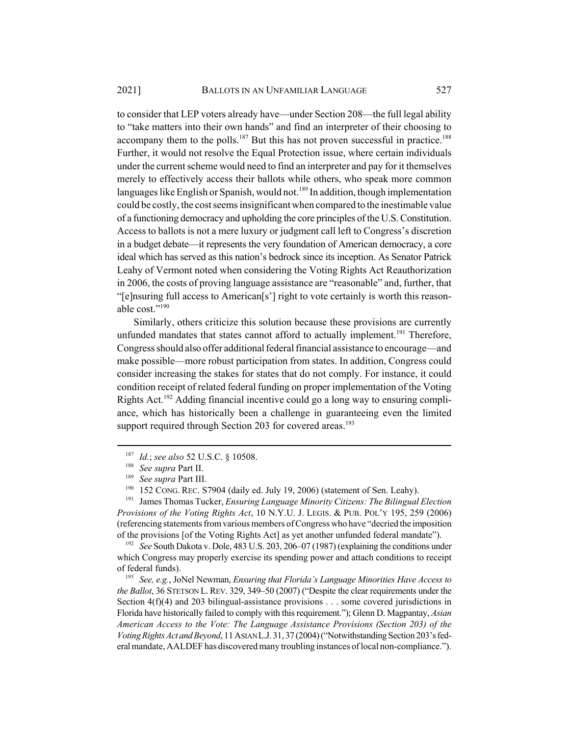to consider that LEP voters already have—under Section 208—the full legal ability to "take matters into their own hands" and find an interpreter of their choosing to accompany them to the polls.[187] But this has not proven successful in practice.[188] Further, it would not resolve the Equal Protection issue, where certain individuals under the current scheme would need to find an interpreter and pay for it themselves merely to effectively access their ballots while others, who speak more common languages like English or Spanish, would not.[189] In addition, though implementation could be costly, the cost seems insignificant when compared to the inestimable value of a functioning democracy and upholding the core principles of the U.S. Constitution. Access to ballots is not a mere luxury or judgment call left to Congress's discretion in a budget debate—it represents the very foundation of American democracy, a core ideal which has served as this nation's bedrock since its inception. As Senator Patrick Leahy of Vermont noted when considering the Voting Rights Act Reauthorization in 2006, the costs of proving language assistance are "reasonable" and, further, that "[e]nsuring full access to American[s'] right to vote certainly is worth this reasonable cost."[190]

Similarly, others criticize this solution because these provisions are currently unfunded mandates that states cannot afford to actually implement.[191] Therefore, Congress should also offer additional federal financial assistance to encourage—and make possible—more robust participation from states. In addition, Congress could consider increasing the stakes for states that do not comply. For instance, it could condition receipt of related federal funding on proper implementation of the Voting Rights Act.[192] Adding financial incentive could go a long way to ensuring compliance, which has historically been a challenge in guaranteeing even the limited support required through Section 203 for covered areas.[193]

---

[187] *Id.*; *see also* 52 U.S.C. § 10508.

[188] *See supra* Part II.

[189] *See supra* Part III.

[190] 152 CONG. REC. S7904 (daily ed. July 19, 2006) (statement of Sen. Leahy).

[191] James Thomas Tucker, *Ensuring Language Minority Citizens: The Bilingual Election Provisions of the Voting Rights Act*, 10 N.Y.U. J. LEGIS. & PUB. POL'Y 195, 259 (2006) (referencing statements from various members of Congress who have "decried the imposition of the provisions [of the Voting Rights Act] as yet another unfunded federal mandate").

[192] *See* South Dakota v. Dole, 483 U.S. 203, 206–07 (1987) (explaining the conditions under which Congress may properly exercise its spending power and attach conditions to receipt of federal funds).

[193] *See, e.g.*, JoNel Newman, *Ensuring that Florida's Language Minorities Have Access to the Ballot*, 36 STETSON L. REV. 329, 349–50 (2007) ("Despite the clear requirements under the Section 4(f)(4) and 203 bilingual-assistance provisions . . . some covered jurisdictions in Florida have historically failed to comply with this requirement."); Glenn D. Magpantay, *Asian American Access to the Vote: The Language Assistance Provisions (Section 203) of the Voting Rights Act and Beyond*, 11 ASIAN L.J. 31, 37 (2004) ("Notwithstanding Section 203's federal mandate, AALDEF has discovered many troubling instances of local non-compliance.").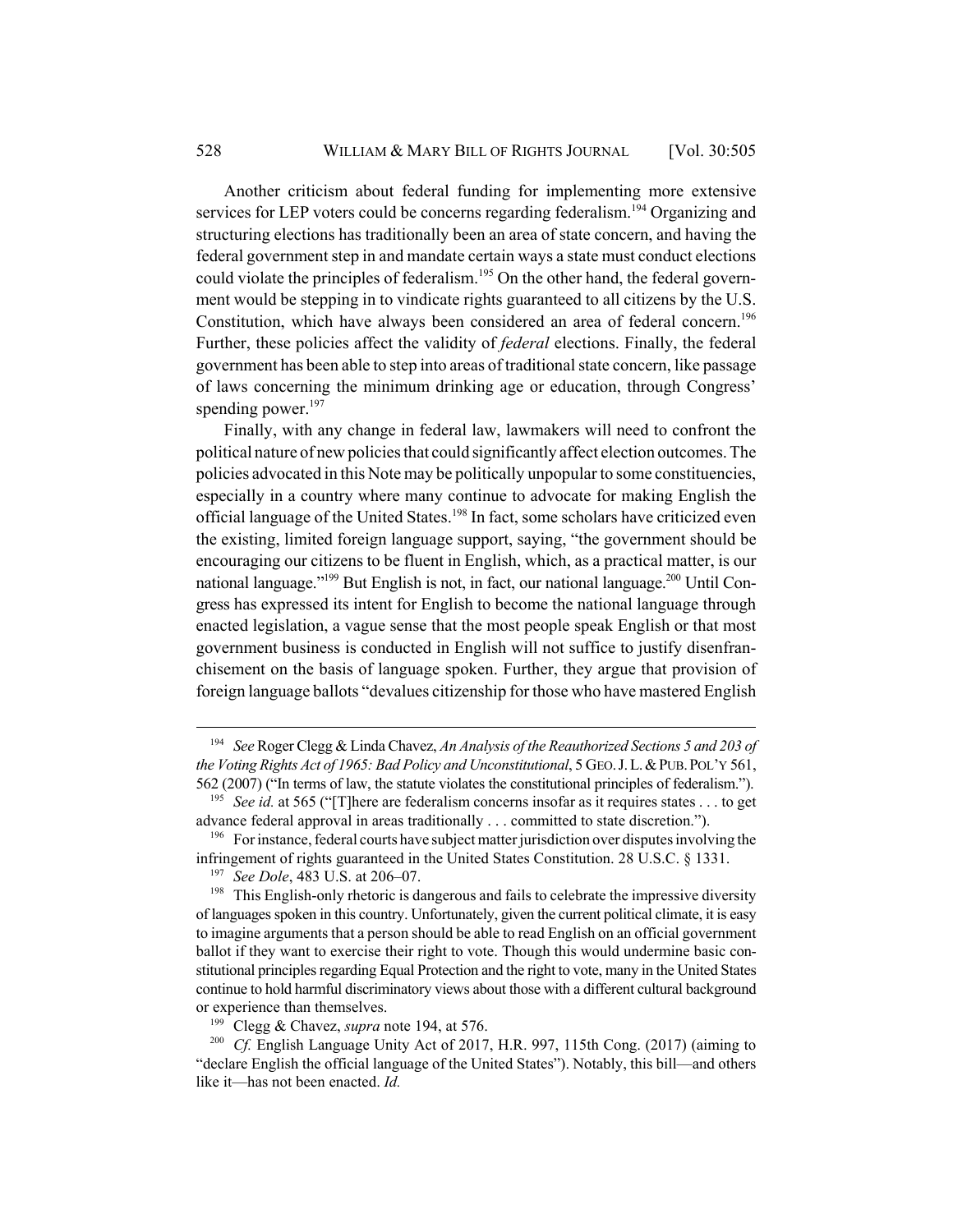Another criticism about federal funding for implementing more extensive services for LEP voters could be concerns regarding federalism.[194] Organizing and structuring elections has traditionally been an area of state concern, and having the federal government step in and mandate certain ways a state must conduct elections could violate the principles of federalism.[195] On the other hand, the federal government would be stepping in to vindicate rights guaranteed to all citizens by the U.S. Constitution, which have always been considered an area of federal concern.[196] Further, these policies affect the validity of *federal* elections. Finally, the federal government has been able to step into areas of traditional state concern, like passage of laws concerning the minimum drinking age or education, through Congress' spending power.[197]

Finally, with any change in federal law, lawmakers will need to confront the political nature of new policies that could significantly affect election outcomes. The policies advocated in this Note may be politically unpopular to some constituencies, especially in a country where many continue to advocate for making English the official language of the United States.[198] In fact, some scholars have criticized even the existing, limited foreign language support, saying, "the government should be encouraging our citizens to be fluent in English, which, as a practical matter, is our national language."[199] But English is not, in fact, our national language.[200] Until Congress has expressed its intent for English to become the national language through enacted legislation, a vague sense that the most people speak English or that most government business is conducted in English will not suffice to justify disenfranchisement on the basis of language spoken. Further, they argue that provision of foreign language ballots "devalues citizenship for those who have mastered English

---

[194] *See* Roger Clegg & Linda Chavez, *An Analysis of the Reauthorized Sections 5 and 203 of the Voting Rights Act of 1965: Bad Policy and Unconstitutional*, 5 GEO. J. L. & PUB. POL'Y 561, 562 (2007) ("In terms of law, the statute violates the constitutional principles of federalism.").

[195] *See id.* at 565 ("[T]here are federalism concerns insofar as it requires states . . . to get advance federal approval in areas traditionally . . . committed to state discretion.").

[196] For instance, federal courts have subject matter jurisdiction over disputes involving the infringement of rights guaranteed in the United States Constitution. 28 U.S.C. § 1331.

[197] *See Dole*, 483 U.S. at 206–07.

[198] This English-only rhetoric is dangerous and fails to celebrate the impressive diversity of languages spoken in this country. Unfortunately, given the current political climate, it is easy to imagine arguments that a person should be able to read English on an official government ballot if they want to exercise their right to vote. Though this would undermine basic constitutional principles regarding Equal Protection and the right to vote, many in the United States continue to hold harmful discriminatory views about those with a different cultural background or experience than themselves.

[199] Clegg & Chavez, *supra* note 194, at 576.

[200] *Cf.* English Language Unity Act of 2017, H.R. 997, 115th Cong. (2017) (aiming to "declare English the official language of the United States"). Notably, this bill—and others like it—has not been enacted. *Id.*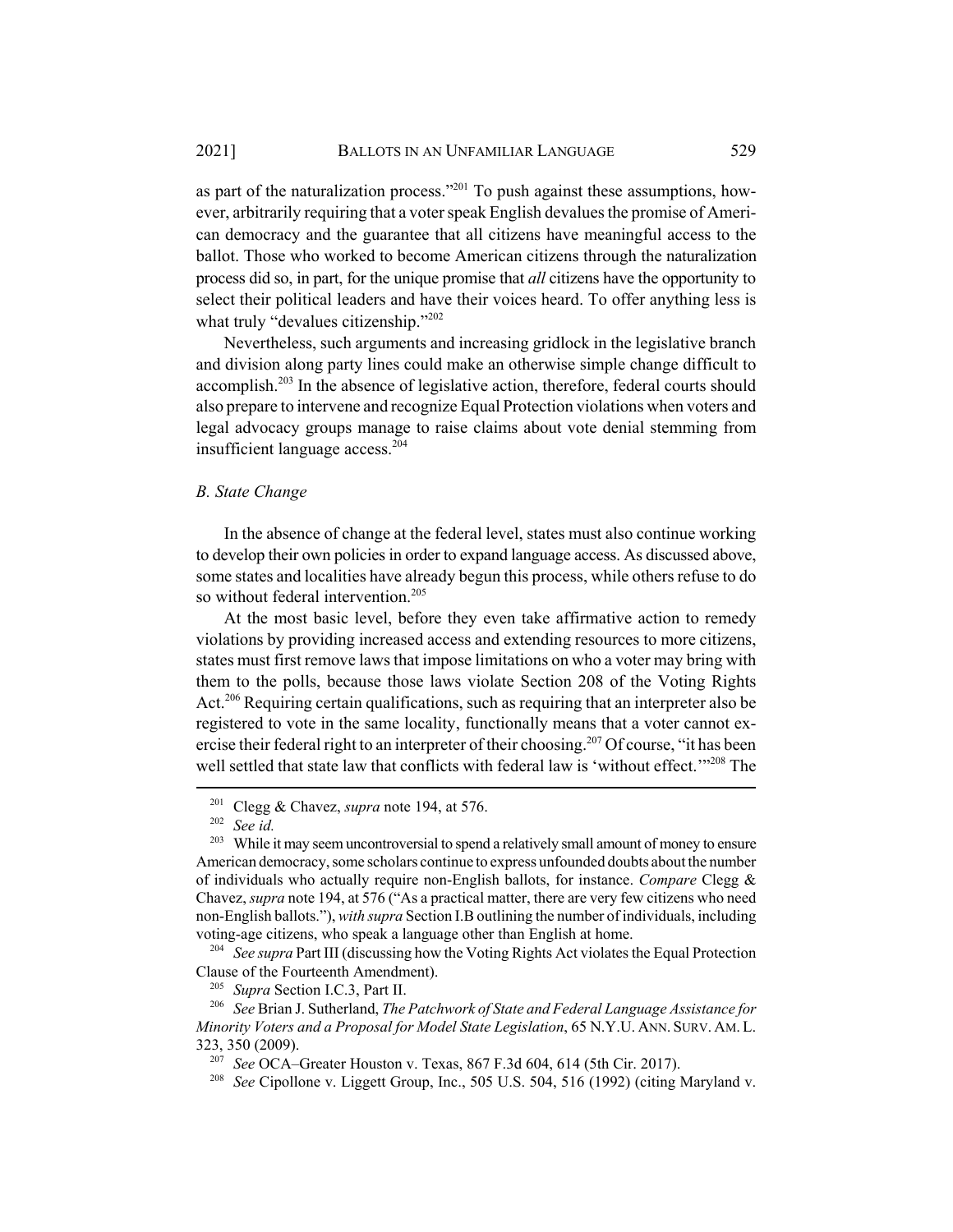as part of the naturalization process."[201] To push against these assumptions, however, arbitrarily requiring that a voter speak English devalues the promise of American democracy and the guarantee that all citizens have meaningful access to the ballot. Those who worked to become American citizens through the naturalization process did so, in part, for the unique promise that *all* citizens have the opportunity to select their political leaders and have their voices heard. To offer anything less is what truly "devalues citizenship."[202]

Nevertheless, such arguments and increasing gridlock in the legislative branch and division along party lines could make an otherwise simple change difficult to accomplish.[203] In the absence of legislative action, therefore, federal courts should also prepare to intervene and recognize Equal Protection violations when voters and legal advocacy groups manage to raise claims about vote denial stemming from insufficient language access.[204]

### *B. State Change*

In the absence of change at the federal level, states must also continue working to develop their own policies in order to expand language access. As discussed above, some states and localities have already begun this process, while others refuse to do so without federal intervention.[205]

At the most basic level, before they even take affirmative action to remedy violations by providing increased access and extending resources to more citizens, states must first remove laws that impose limitations on who a voter may bring with them to the polls, because those laws violate Section 208 of the Voting Rights Act.[206] Requiring certain qualifications, such as requiring that an interpreter also be registered to vote in the same locality, functionally means that a voter cannot exercise their federal right to an interpreter of their choosing.[207] Of course, "it has been well settled that state law that conflicts with federal law is 'without effect.'"[208] The

---

[201] Clegg & Chavez, *supra* note 194, at 576.

[202] *See id.*

[203] While it may seem uncontroversial to spend a relatively small amount of money to ensure American democracy, some scholars continue to express unfounded doubts about the number of individuals who actually require non-English ballots, for instance. *Compare* Clegg & Chavez, *supra* note 194, at 576 ("As a practical matter, there are very few citizens who need non-English ballots."), *with supra* Section I.B outlining the number of individuals, including voting-age citizens, who speak a language other than English at home.

[204] *See supra* Part III (discussing how the Voting Rights Act violates the Equal Protection Clause of the Fourteenth Amendment).

[205] *Supra* Section I.C.3, Part II.

[206] *See* Brian J. Sutherland, *The Patchwork of State and Federal Language Assistance for Minority Voters and a Proposal for Model State Legislation*, 65 N.Y.U. ANN. SURV. AM. L. 323, 350 (2009).

[207] *See* OCA–Greater Houston v. Texas, 867 F.3d 604, 614 (5th Cir. 2017).

[208] *See* Cipollone v. Liggett Group, Inc., 505 U.S. 504, 516 (1992) (citing Maryland v.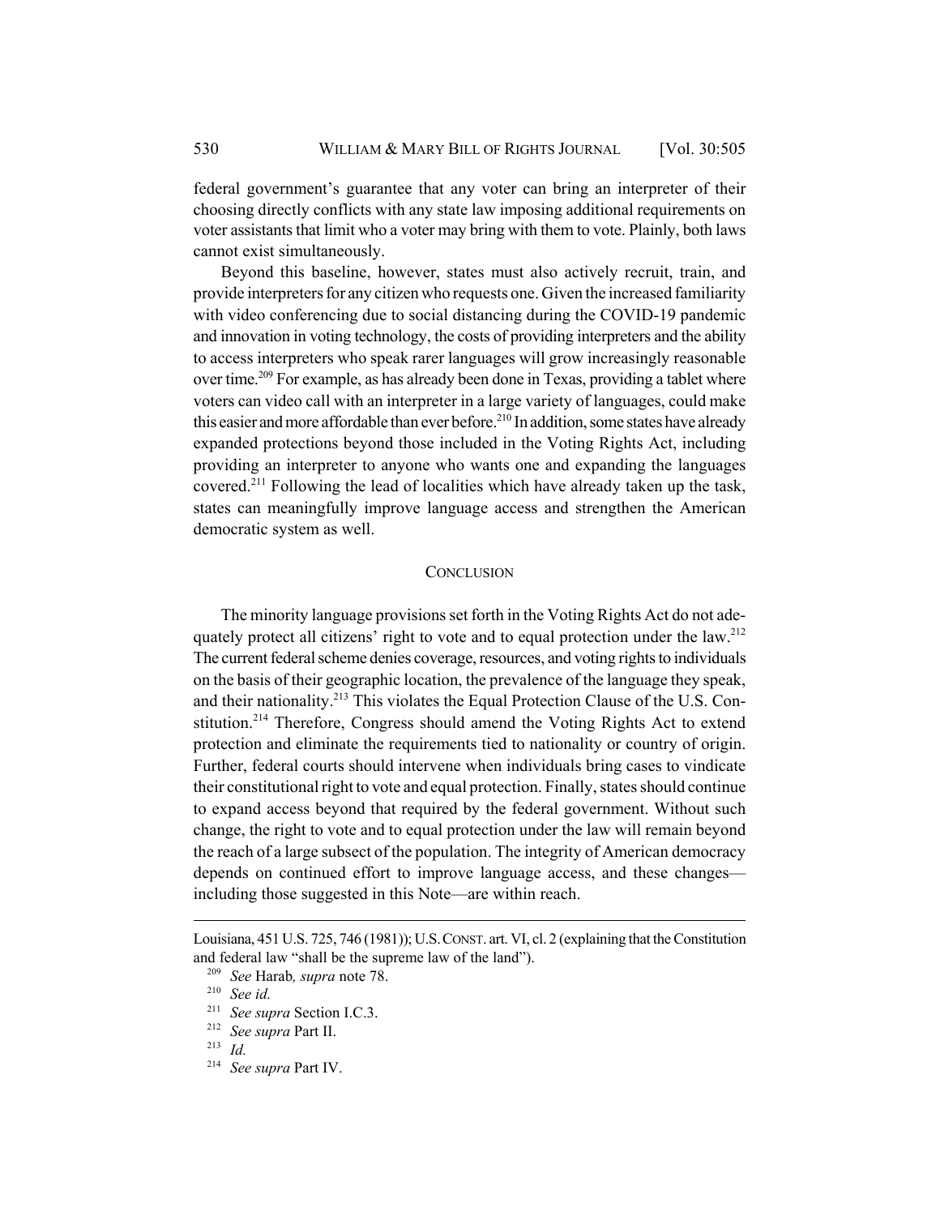federal government's guarantee that any voter can bring an interpreter of their choosing directly conflicts with any state law imposing additional requirements on voter assistants that limit who a voter may bring with them to vote. Plainly, both laws cannot exist simultaneously.

Beyond this baseline, however, states must also actively recruit, train, and provide interpreters for any citizen who requests one. Given the increased familiarity with video conferencing due to social distancing during the COVID-19 pandemic and innovation in voting technology, the costs of providing interpreters and the ability to access interpreters who speak rarer languages will grow increasingly reasonable over time.[209] For example, as has already been done in Texas, providing a tablet where voters can video call with an interpreter in a large variety of languages, could make this easier and more affordable than ever before.[210] In addition, some states have already expanded protections beyond those included in the Voting Rights Act, including providing an interpreter to anyone who wants one and expanding the languages covered.[211] Following the lead of localities which have already taken up the task, states can meaningfully improve language access and strengthen the American democratic system as well.

## CONCLUSION

The minority language provisions set forth in the Voting Rights Act do not adequately protect all citizens' right to vote and to equal protection under the law.[212] The current federal scheme denies coverage, resources, and voting rights to individuals on the basis of their geographic location, the prevalence of the language they speak, and their nationality.[213] This violates the Equal Protection Clause of the U.S. Constitution.[214] Therefore, Congress should amend the Voting Rights Act to extend protection and eliminate the requirements tied to nationality or country of origin. Further, federal courts should intervene when individuals bring cases to vindicate their constitutional right to vote and equal protection. Finally, states should continue to expand access beyond that required by the federal government. Without such change, the right to vote and to equal protection under the law will remain beyond the reach of a large subsect of the population. The integrity of American democracy depends on continued effort to improve language access, and these changes—including those suggested in this Note—are within reach.

---

Louisiana, 451 U.S. 725, 746 (1981)); U.S. CONST. art. VI, cl. 2 (explaining that the Constitution and federal law "shall be the supreme law of the land").

[209] *See* Harab*, supra* note 78.

[210] *See id.*

[211] *See supra* Section I.C.3.

[212] *See supra* Part II.

[213] *Id.*

[214] *See supra* Part IV.